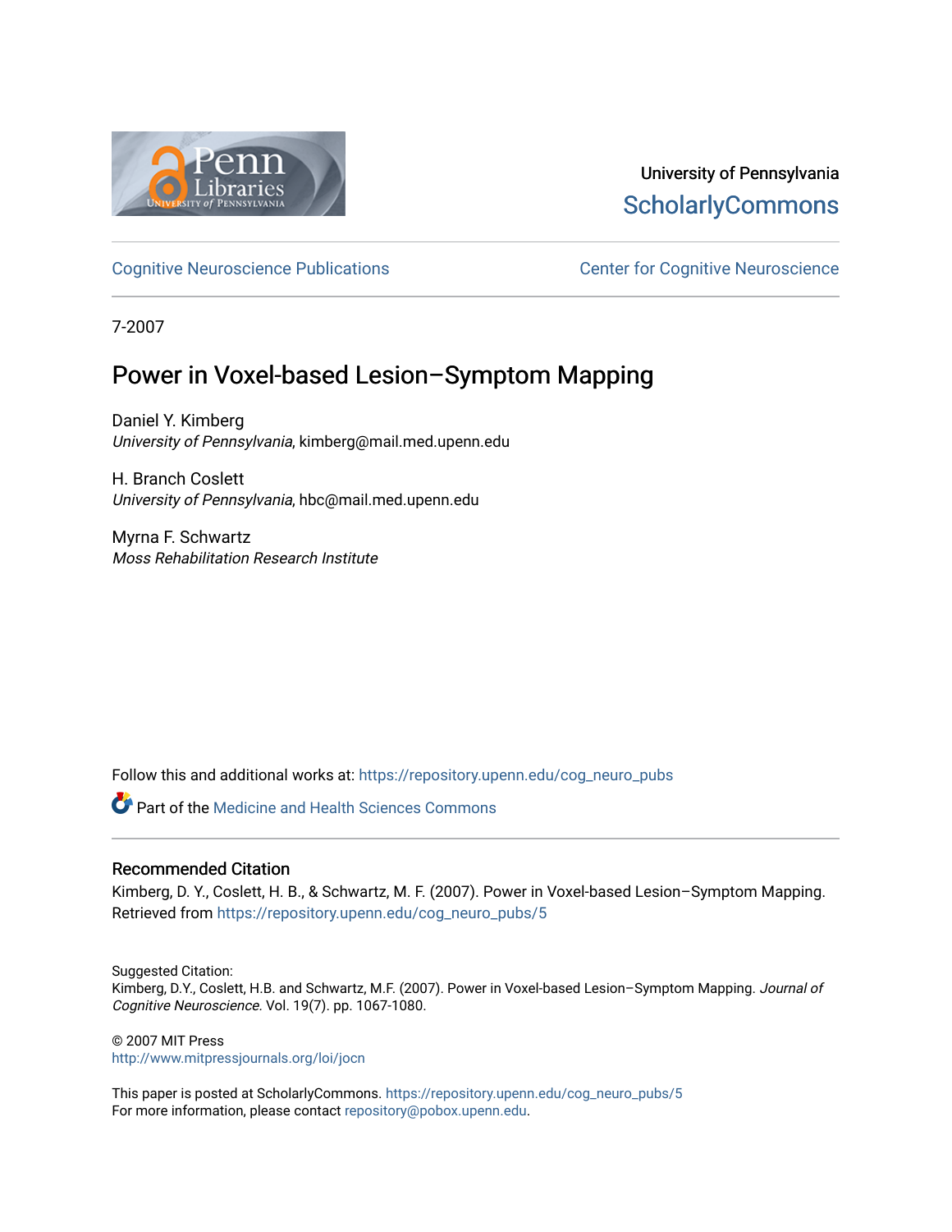University of Pennsylvania
ScholarlyCommons

Cognitive Neuroscience Publications

Center for Cognitive Neuroscience

7-2007

# Power in Voxel-based Lesion–Symptom Mapping

Daniel Y. Kimberg
*University of Pennsylvania*, kimberg@mail.med.upenn.edu

H. Branch Coslett
*University of Pennsylvania*, hbc@mail.med.upenn.edu

Myrna F. Schwartz
*Moss Rehabilitation Research Institute*

Follow this and additional works at: https://repository.upenn.edu/cog_neuro_pubs

Part of the Medicine and Health Sciences Commons

## Recommended Citation

Kimberg, D. Y., Coslett, H. B., & Schwartz, M. F. (2007). Power in Voxel-based Lesion–Symptom Mapping. Retrieved from https://repository.upenn.edu/cog_neuro_pubs/5

Suggested Citation:
Kimberg, D.Y., Coslett, H.B. and Schwartz, M.F. (2007). Power in Voxel-based Lesion–Symptom Mapping. *Journal of Cognitive Neuroscience.* Vol. 19(7). pp. 1067-1080.

© 2007 MIT Press
http://www.mitpressjournals.org/loi/jocn

This paper is posted at ScholarlyCommons. https://repository.upenn.edu/cog_neuro_pubs/5
For more information, please contact repository@pobox.upenn.edu.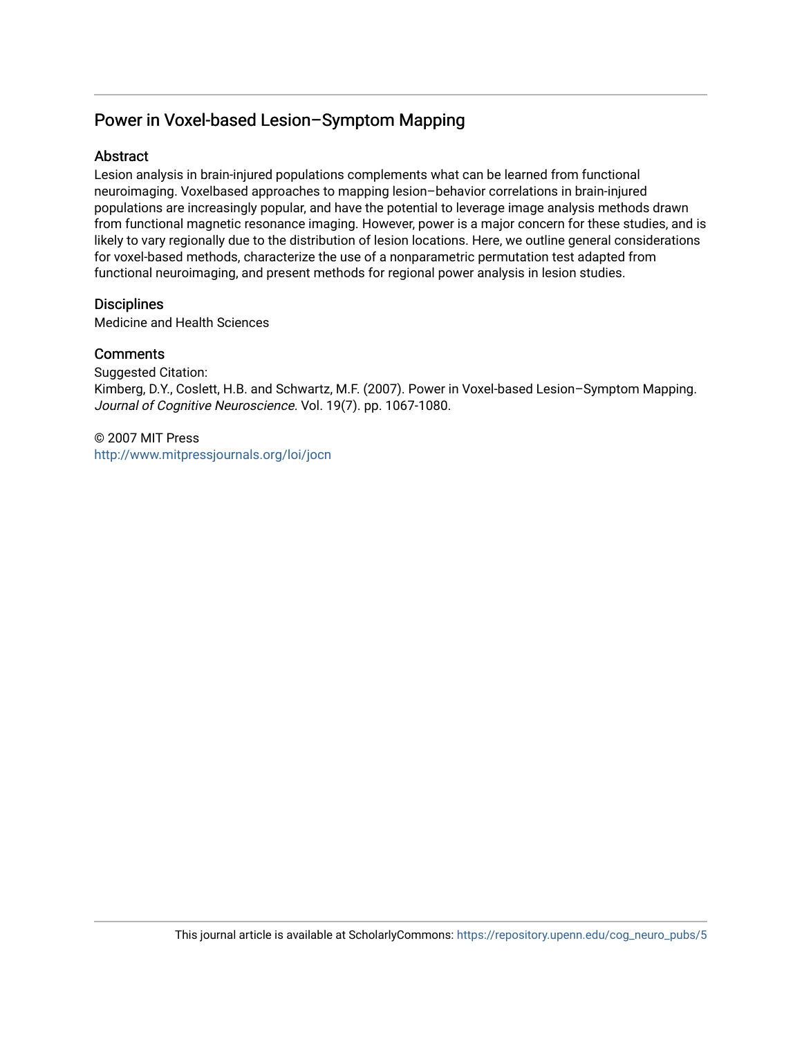# Power in Voxel-based Lesion–Symptom Mapping

## Abstract

Lesion analysis in brain-injured populations complements what can be learned from functional neuroimaging. Voxelbased approaches to mapping lesion–behavior correlations in brain-injured populations are increasingly popular, and have the potential to leverage image analysis methods drawn from functional magnetic resonance imaging. However, power is a major concern for these studies, and is likely to vary regionally due to the distribution of lesion locations. Here, we outline general considerations for voxel-based methods, characterize the use of a nonparametric permutation test adapted from functional neuroimaging, and present methods for regional power analysis in lesion studies.

## Disciplines

Medicine and Health Sciences

## Comments

Suggested Citation:
Kimberg, D.Y., Coslett, H.B. and Schwartz, M.F. (2007). Power in Voxel-based Lesion–Symptom Mapping. *Journal of Cognitive Neuroscience.* Vol. 19(7). pp. 1067-1080.

© 2007 MIT Press
http://www.mitpressjournals.org/loi/jocn

This journal article is available at ScholarlyCommons: https://repository.upenn.edu/cog_neuro_pubs/5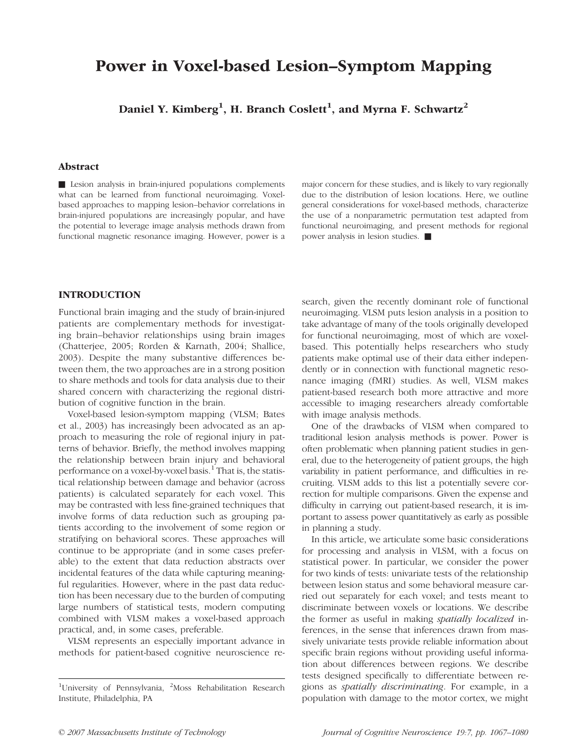# Power in Voxel-based Lesion–Symptom Mapping

**Daniel Y. Kimberg[1], H. Branch Coslett[1], and Myrna F. Schwartz[2]**

## Abstract

■ Lesion analysis in brain-injured populations complements what can be learned from functional neuroimaging. Voxel-based approaches to mapping lesion–behavior correlations in brain-injured populations are increasingly popular, and have the potential to leverage image analysis methods drawn from functional magnetic resonance imaging. However, power is a major concern for these studies, and is likely to vary regionally due to the distribution of lesion locations. Here, we outline general considerations for voxel-based methods, characterize the use of a nonparametric permutation test adapted from functional neuroimaging, and present methods for regional power analysis in lesion studies. ■

## INTRODUCTION

Functional brain imaging and the study of brain-injured patients are complementary methods for investigating brain–behavior relationships using brain images (Chatterjee, 2005; Rorden & Karnath, 2004; Shallice, 2003). Despite the many substantive differences between them, the two approaches are in a strong position to share methods and tools for data analysis due to their shared concern with characterizing the regional distribution of cognitive function in the brain.

Voxel-based lesion-symptom mapping (VLSM; Bates et al., 2003) has increasingly been advocated as an approach to measuring the role of regional injury in patterns of behavior. Briefly, the method involves mapping the relationship between brain injury and behavioral performance on a voxel-by-voxel basis.[1] That is, the statistical relationship between damage and behavior (across patients) is calculated separately for each voxel. This may be contrasted with less fine-grained techniques that involve forms of data reduction such as grouping patients according to the involvement of some region or stratifying on behavioral scores. These approaches will continue to be appropriate (and in some cases preferable) to the extent that data reduction abstracts over incidental features of the data while capturing meaningful regularities. However, where in the past data reduction has been necessary due to the burden of computing large numbers of statistical tests, modern computing combined with VLSM makes a voxel-based approach practical, and, in some cases, preferable.

VLSM represents an especially important advance in methods for patient-based cognitive neuroscience research, given the recently dominant role of functional neuroimaging. VLSM puts lesion analysis in a position to take advantage of many of the tools originally developed for functional neuroimaging, most of which are voxel-based. This potentially helps researchers who study patients make optimal use of their data either independently or in connection with functional magnetic resonance imaging (fMRI) studies. As well, VLSM makes patient-based research both more attractive and more accessible to imaging researchers already comfortable with image analysis methods.

One of the drawbacks of VLSM when compared to traditional lesion analysis methods is power. Power is often problematic when planning patient studies in general, due to the heterogeneity of patient groups, the high variability in patient performance, and difficulties in recruiting. VLSM adds to this list a potentially severe correction for multiple comparisons. Given the expense and difficulty in carrying out patient-based research, it is important to assess power quantitatively as early as possible in planning a study.

In this article, we articulate some basic considerations for processing and analysis in VLSM, with a focus on statistical power. In particular, we consider the power for two kinds of tests: univariate tests of the relationship between lesion status and some behavioral measure carried out separately for each voxel; and tests meant to discriminate between voxels or locations. We describe the former as useful in making *spatially localized* inferences, in the sense that inferences drawn from massively univariate tests provide reliable information about specific brain regions without providing useful information about differences between regions. We describe tests designed specifically to differentiate between regions as *spatially discriminating*. For example, in a population with damage to the motor cortex, we might

[1]University of Pennsylvania, [2]Moss Rehabilitation Research Institute, Philadelphia, PA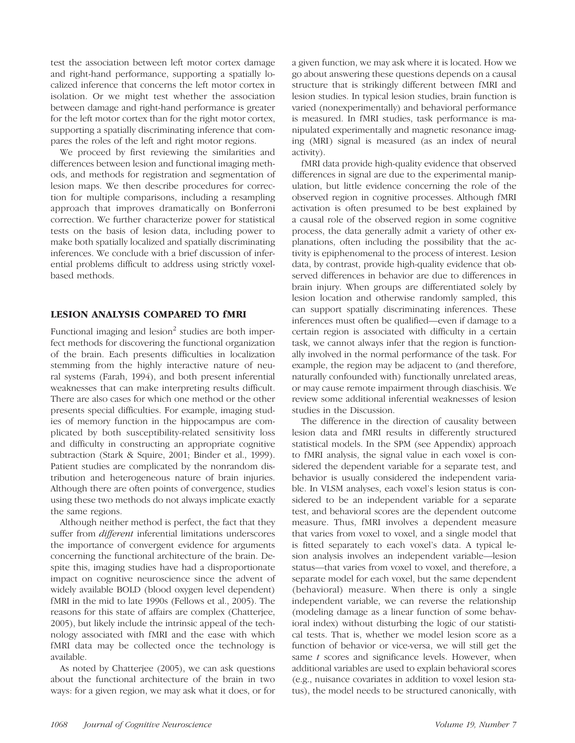test the association between left motor cortex damage and right-hand performance, supporting a spatially localized inference that concerns the left motor cortex in isolation. Or we might test whether the association between damage and right-hand performance is greater for the left motor cortex than for the right motor cortex, supporting a spatially discriminating inference that compares the roles of the left and right motor regions.

We proceed by first reviewing the similarities and differences between lesion and functional imaging methods, and methods for registration and segmentation of lesion maps. We then describe procedures for correction for multiple comparisons, including a resampling approach that improves dramatically on Bonferroni correction. We further characterize power for statistical tests on the basis of lesion data, including power to make both spatially localized and spatially discriminating inferences. We conclude with a brief discussion of inferential problems difficult to address using strictly voxel-based methods.

## LESION ANALYSIS COMPARED TO fMRI

Functional imaging and lesion[2] studies are both imperfect methods for discovering the functional organization of the brain. Each presents difficulties in localization stemming from the highly interactive nature of neural systems (Farah, 1994), and both present inferential weaknesses that can make interpreting results difficult. There are also cases for which one method or the other presents special difficulties. For example, imaging studies of memory function in the hippocampus are complicated by both susceptibility-related sensitivity loss and difficulty in constructing an appropriate cognitive subtraction (Stark & Squire, 2001; Binder et al., 1999). Patient studies are complicated by the nonrandom distribution and heterogeneous nature of brain injuries. Although there are often points of convergence, studies using these two methods do not always implicate exactly the same regions.

Although neither method is perfect, the fact that they suffer from *different* inferential limitations underscores the importance of convergent evidence for arguments concerning the functional architecture of the brain. Despite this, imaging studies have had a disproportionate impact on cognitive neuroscience since the advent of widely available BOLD (blood oxygen level dependent) fMRI in the mid to late 1990s (Fellows et al., 2005). The reasons for this state of affairs are complex (Chatterjee, 2005), but likely include the intrinsic appeal of the technology associated with fMRI and the ease with which fMRI data may be collected once the technology is available.

As noted by Chatterjee (2005), we can ask questions about the functional architecture of the brain in two ways: for a given region, we may ask what it does, or for a given function, we may ask where it is located. How we go about answering these questions depends on a causal structure that is strikingly different between fMRI and lesion studies. In typical lesion studies, brain function is varied (nonexperimentally) and behavioral performance is measured. In fMRI studies, task performance is manipulated experimentally and magnetic resonance imaging (MRI) signal is measured (as an index of neural activity).

fMRI data provide high-quality evidence that observed differences in signal are due to the experimental manipulation, but little evidence concerning the role of the observed region in cognitive processes. Although fMRI activation is often presumed to be best explained by a causal role of the observed region in some cognitive process, the data generally admit a variety of other explanations, often including the possibility that the activity is epiphenomenal to the process of interest. Lesion data, by contrast, provide high-quality evidence that observed differences in behavior are due to differences in brain injury. When groups are differentiated solely by lesion location and otherwise randomly sampled, this can support spatially discriminating inferences. These inferences must often be qualified—even if damage to a certain region is associated with difficulty in a certain task, we cannot always infer that the region is functionally involved in the normal performance of the task. For example, the region may be adjacent to (and therefore, naturally confounded with) functionally unrelated areas, or may cause remote impairment through diaschisis. We review some additional inferential weaknesses of lesion studies in the Discussion.

The difference in the direction of causality between lesion data and fMRI results in differently structured statistical models. In the SPM (see Appendix) approach to fMRI analysis, the signal value in each voxel is considered the dependent variable for a separate test, and behavior is usually considered the independent variable. In VLSM analyses, each voxel's lesion status is considered to be an independent variable for a separate test, and behavioral scores are the dependent outcome measure. Thus, fMRI involves a dependent measure that varies from voxel to voxel, and a single model that is fitted separately to each voxel's data. A typical lesion analysis involves an independent variable—lesion status—that varies from voxel to voxel, and therefore, a separate model for each voxel, but the same dependent (behavioral) measure. When there is only a single independent variable, we can reverse the relationship (modeling damage as a linear function of some behavioral index) without disturbing the logic of our statistical tests. That is, whether we model lesion score as a function of behavior or vice-versa, we will still get the same $t$ scores and significance levels. However, when additional variables are used to explain behavioral scores (e.g., nuisance covariates in addition to voxel lesion status), the model needs to be structured canonically, with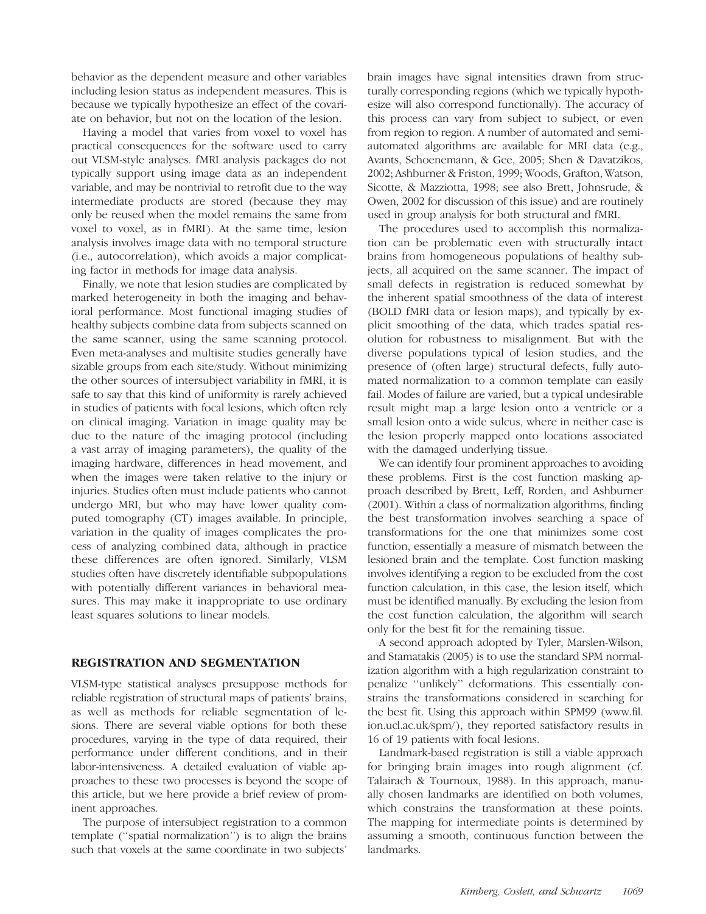behavior as the dependent measure and other variables including lesion status as independent measures. This is because we typically hypothesize an effect of the covariate on behavior, but not on the location of the lesion.

Having a model that varies from voxel to voxel has practical consequences for the software used to carry out VLSM-style analyses. fMRI analysis packages do not typically support using image data as an independent variable, and may be nontrivial to retrofit due to the way intermediate products are stored (because they may only be reused when the model remains the same from voxel to voxel, as in fMRI). At the same time, lesion analysis involves image data with no temporal structure (i.e., autocorrelation), which avoids a major complicating factor in methods for image data analysis.

Finally, we note that lesion studies are complicated by marked heterogeneity in both the imaging and behavioral performance. Most functional imaging studies of healthy subjects combine data from subjects scanned on the same scanner, using the same scanning protocol. Even meta-analyses and multisite studies generally have sizable groups from each site/study. Without minimizing the other sources of intersubject variability in fMRI, it is safe to say that this kind of uniformity is rarely achieved in studies of patients with focal lesions, which often rely on clinical imaging. Variation in image quality may be due to the nature of the imaging protocol (including a vast array of imaging parameters), the quality of the imaging hardware, differences in head movement, and when the images were taken relative to the injury or injuries. Studies often must include patients who cannot undergo MRI, but who may have lower quality computed tomography (CT) images available. In principle, variation in the quality of images complicates the process of analyzing combined data, although in practice these differences are often ignored. Similarly, VLSM studies often have discretely identifiable subpopulations with potentially different variances in behavioral measures. This may make it inappropriate to use ordinary least squares solutions to linear models.

## REGISTRATION AND SEGMENTATION

VLSM-type statistical analyses presuppose methods for reliable registration of structural maps of patients' brains, as well as methods for reliable segmentation of lesions. There are several viable options for both these procedures, varying in the type of data required, their performance under different conditions, and in their labor-intensiveness. A detailed evaluation of viable approaches to these two processes is beyond the scope of this article, but we here provide a brief review of prominent approaches.

The purpose of intersubject registration to a common template ("spatial normalization") is to align the brains such that voxels at the same coordinate in two subjects' brain images have signal intensities drawn from structurally corresponding regions (which we typically hypothesize will also correspond functionally). The accuracy of this process can vary from subject to subject, or even from region to region. A number of automated and semiautomated algorithms are available for MRI data (e.g., Avants, Schoenemann, & Gee, 2005; Shen & Davatzikos, 2002; Ashburner & Friston, 1999; Woods, Grafton, Watson, Sicotte, & Mazziotta, 1998; see also Brett, Johnsrude, & Owen, 2002 for discussion of this issue) and are routinely used in group analysis for both structural and fMRI.

The procedures used to accomplish this normalization can be problematic even with structurally intact brains from homogeneous populations of healthy subjects, all acquired on the same scanner. The impact of small defects in registration is reduced somewhat by the inherent spatial smoothness of the data of interest (BOLD fMRI data or lesion maps), and typically by explicit smoothing of the data, which trades spatial resolution for robustness to misalignment. But with the diverse populations typical of lesion studies, and the presence of (often large) structural defects, fully automated normalization to a common template can easily fail. Modes of failure are varied, but a typical undesirable result might map a large lesion onto a ventricle or a small lesion onto a wide sulcus, where in neither case is the lesion properly mapped onto locations associated with the damaged underlying tissue.

We can identify four prominent approaches to avoiding these problems. First is the cost function masking approach described by Brett, Leff, Rorden, and Ashburner (2001). Within a class of normalization algorithms, finding the best transformation involves searching a space of transformations for the one that minimizes some cost function, essentially a measure of mismatch between the lesioned brain and the template. Cost function masking involves identifying a region to be excluded from the cost function calculation, in this case, the lesion itself, which must be identified manually. By excluding the lesion from the cost function calculation, the algorithm will search only for the best fit for the remaining tissue.

A second approach adopted by Tyler, Marslen-Wilson, and Stamatakis (2005) is to use the standard SPM normalization algorithm with a high regularization constraint to penalize "unlikely" deformations. This essentially constrains the transformations considered in searching for the best fit. Using this approach within SPM99 (www.fil.ion.ucl.ac.uk/spm/), they reported satisfactory results in 16 of 19 patients with focal lesions.

Landmark-based registration is still a viable approach for bringing brain images into rough alignment (cf. Talairach & Tournoux, 1988). In this approach, manually chosen landmarks are identified on both volumes, which constrains the transformation at these points. The mapping for intermediate points is determined by assuming a smooth, continuous function between the landmarks.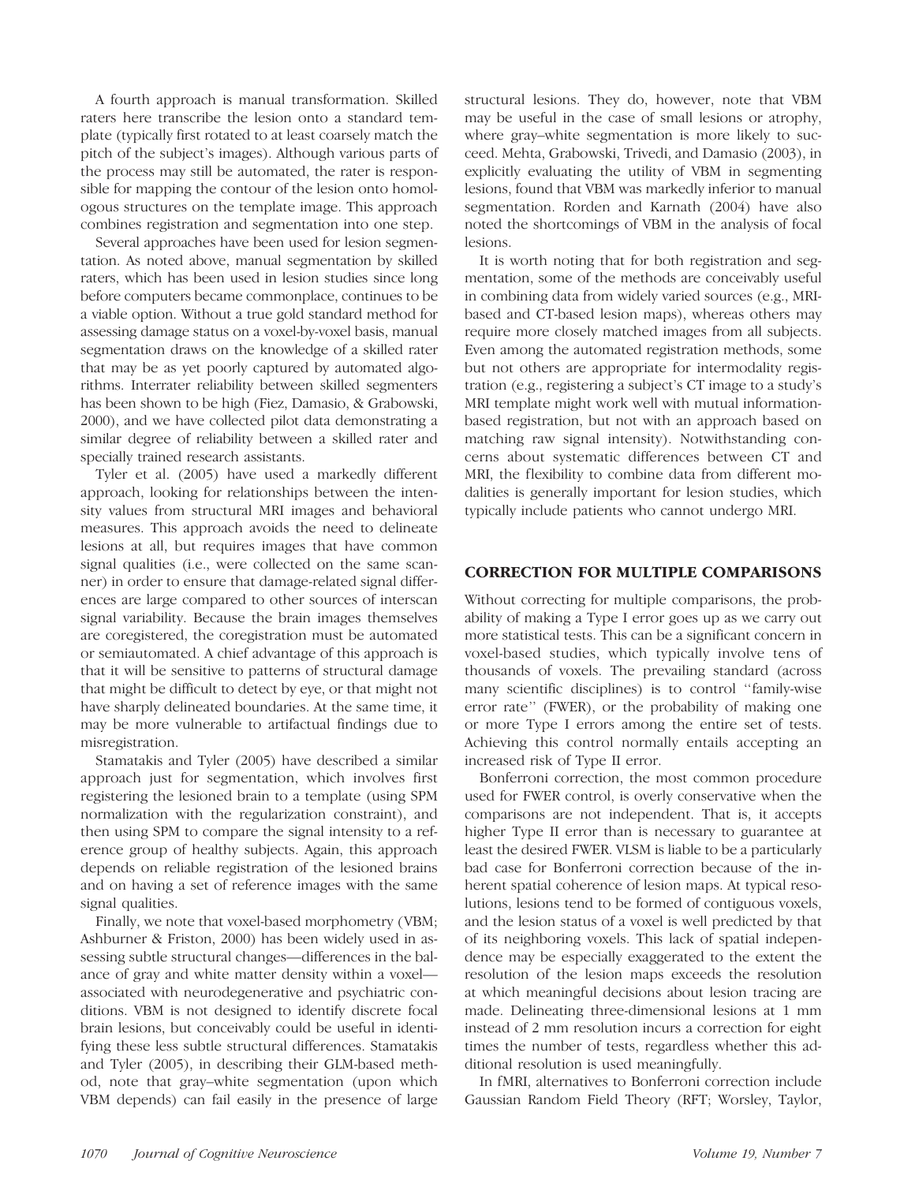A fourth approach is manual transformation. Skilled raters here transcribe the lesion onto a standard template (typically first rotated to at least coarsely match the pitch of the subject's images). Although various parts of the process may still be automated, the rater is responsible for mapping the contour of the lesion onto homologous structures on the template image. This approach combines registration and segmentation into one step.

Several approaches have been used for lesion segmentation. As noted above, manual segmentation by skilled raters, which has been used in lesion studies since long before computers became commonplace, continues to be a viable option. Without a true gold standard method for assessing damage status on a voxel-by-voxel basis, manual segmentation draws on the knowledge of a skilled rater that may be as yet poorly captured by automated algorithms. Interrater reliability between skilled segmenters has been shown to be high (Fiez, Damasio, & Grabowski, 2000), and we have collected pilot data demonstrating a similar degree of reliability between a skilled rater and specially trained research assistants.

Tyler et al. (2005) have used a markedly different approach, looking for relationships between the intensity values from structural MRI images and behavioral measures. This approach avoids the need to delineate lesions at all, but requires images that have common signal qualities (i.e., were collected on the same scanner) in order to ensure that damage-related signal differences are large compared to other sources of interscan signal variability. Because the brain images themselves are coregistered, the coregistration must be automated or semiautomated. A chief advantage of this approach is that it will be sensitive to patterns of structural damage that might be difficult to detect by eye, or that might not have sharply delineated boundaries. At the same time, it may be more vulnerable to artifactual findings due to misregistration.

Stamatakis and Tyler (2005) have described a similar approach just for segmentation, which involves first registering the lesioned brain to a template (using SPM normalization with the regularization constraint), and then using SPM to compare the signal intensity to a reference group of healthy subjects. Again, this approach depends on reliable registration of the lesioned brains and on having a set of reference images with the same signal qualities.

Finally, we note that voxel-based morphometry (VBM; Ashburner & Friston, 2000) has been widely used in assessing subtle structural changes—differences in the balance of gray and white matter density within a voxel—associated with neurodegenerative and psychiatric conditions. VBM is not designed to identify discrete focal brain lesions, but conceivably could be useful in identifying these less subtle structural differences. Stamatakis and Tyler (2005), in describing their GLM-based method, note that gray–white segmentation (upon which VBM depends) can fail easily in the presence of large structural lesions. They do, however, note that VBM may be useful in the case of small lesions or atrophy, where gray–white segmentation is more likely to succeed. Mehta, Grabowski, Trivedi, and Damasio (2003), in explicitly evaluating the utility of VBM in segmenting lesions, found that VBM was markedly inferior to manual segmentation. Rorden and Karnath (2004) have also noted the shortcomings of VBM in the analysis of focal lesions.

It is worth noting that for both registration and segmentation, some of the methods are conceivably useful in combining data from widely varied sources (e.g., MRI-based and CT-based lesion maps), whereas others may require more closely matched images from all subjects. Even among the automated registration methods, some but not others are appropriate for intermodality registration (e.g., registering a subject's CT image to a study's MRI template might work well with mutual information-based registration, but not with an approach based on matching raw signal intensity). Notwithstanding concerns about systematic differences between CT and MRI, the flexibility to combine data from different modalities is generally important for lesion studies, which typically include patients who cannot undergo MRI.

## CORRECTION FOR MULTIPLE COMPARISONS

Without correcting for multiple comparisons, the probability of making a Type I error goes up as we carry out more statistical tests. This can be a significant concern in voxel-based studies, which typically involve tens of thousands of voxels. The prevailing standard (across many scientific disciplines) is to control ''family-wise error rate'' (FWER), or the probability of making one or more Type I errors among the entire set of tests. Achieving this control normally entails accepting an increased risk of Type II error.

Bonferroni correction, the most common procedure used for FWER control, is overly conservative when the comparisons are not independent. That is, it accepts higher Type II error than is necessary to guarantee at least the desired FWER. VLSM is liable to be a particularly bad case for Bonferroni correction because of the inherent spatial coherence of lesion maps. At typical resolutions, lesions tend to be formed of contiguous voxels, and the lesion status of a voxel is well predicted by that of its neighboring voxels. This lack of spatial independence may be especially exaggerated to the extent the resolution of the lesion maps exceeds the resolution at which meaningful decisions about lesion tracing are made. Delineating three-dimensional lesions at 1 mm instead of 2 mm resolution incurs a correction for eight times the number of tests, regardless whether this additional resolution is used meaningfully.

In fMRI, alternatives to Bonferroni correction include Gaussian Random Field Theory (RFT; Worsley, Taylor,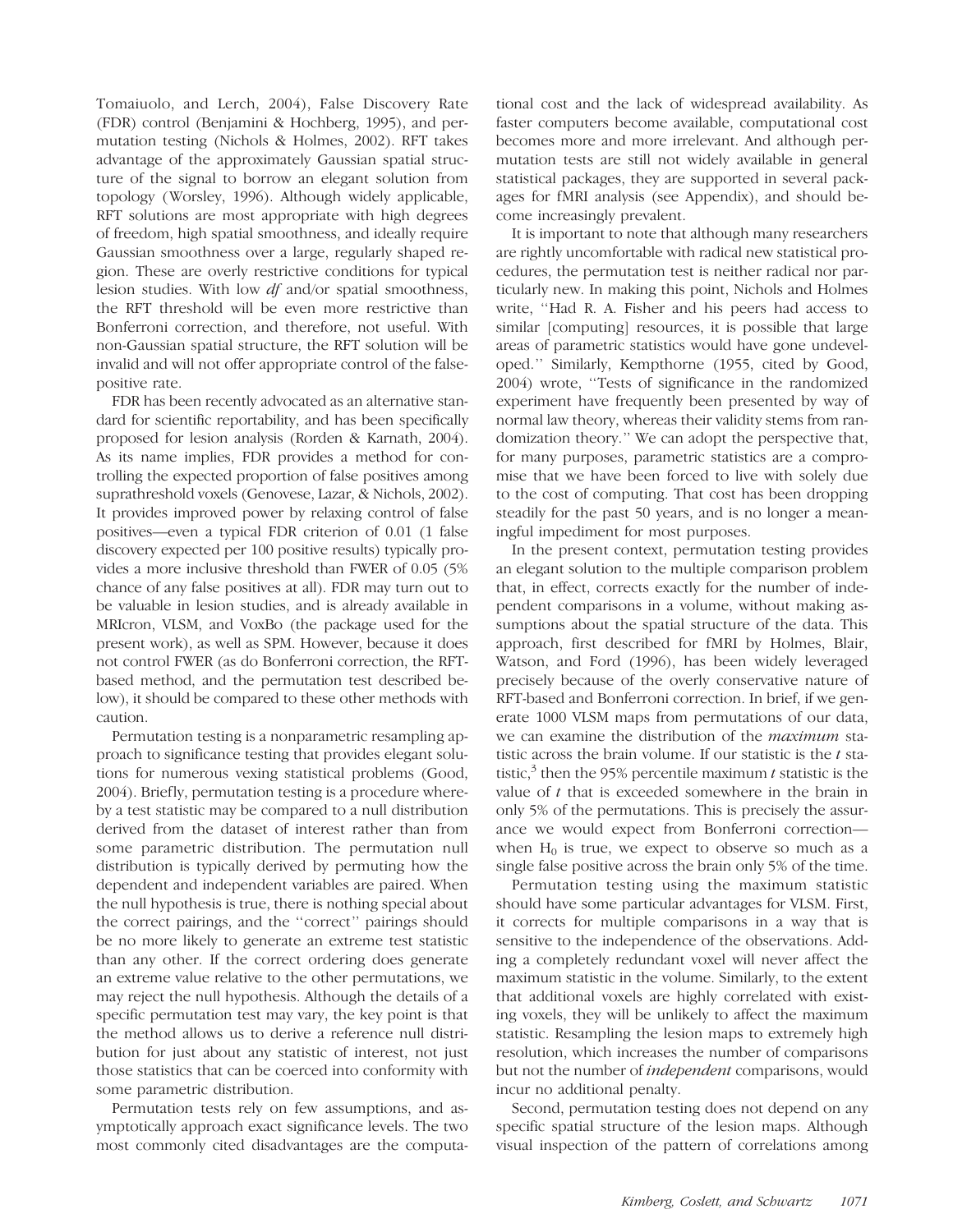Tomaiuolo, and Lerch, 2004), False Discovery Rate (FDR) control (Benjamini & Hochberg, 1995), and permutation testing (Nichols & Holmes, 2002). RFT takes advantage of the approximately Gaussian spatial structure of the signal to borrow an elegant solution from topology (Worsley, 1996). Although widely applicable, RFT solutions are most appropriate with high degrees of freedom, high spatial smoothness, and ideally require Gaussian smoothness over a large, regularly shaped region. These are overly restrictive conditions for typical lesion studies. With low *df* and/or spatial smoothness, the RFT threshold will be even more restrictive than Bonferroni correction, and therefore, not useful. With non-Gaussian spatial structure, the RFT solution will be invalid and will not offer appropriate control of the false-positive rate.

FDR has been recently advocated as an alternative standard for scientific reportability, and has been specifically proposed for lesion analysis (Rorden & Karnath, 2004). As its name implies, FDR provides a method for controlling the expected proportion of false positives among suprathreshold voxels (Genovese, Lazar, & Nichols, 2002). It provides improved power by relaxing control of false positives—even a typical FDR criterion of 0.01 (1 false discovery expected per 100 positive results) typically provides a more inclusive threshold than FWER of 0.05 (5% chance of any false positives at all). FDR may turn out to be valuable in lesion studies, and is already available in MRIcron, VLSM, and VoxBo (the package used for the present work), as well as SPM. However, because it does not control FWER (as do Bonferroni correction, the RFT-based method, and the permutation test described below), it should be compared to these other methods with caution.

Permutation testing is a nonparametric resampling approach to significance testing that provides elegant solutions for numerous vexing statistical problems (Good, 2004). Briefly, permutation testing is a procedure whereby a test statistic may be compared to a null distribution derived from the dataset of interest rather than from some parametric distribution. The permutation null distribution is typically derived by permuting how the dependent and independent variables are paired. When the null hypothesis is true, there is nothing special about the correct pairings, and the ''correct'' pairings should be no more likely to generate an extreme test statistic than any other. If the correct ordering does generate an extreme value relative to the other permutations, we may reject the null hypothesis. Although the details of a specific permutation test may vary, the key point is that the method allows us to derive a reference null distribution for just about any statistic of interest, not just those statistics that can be coerced into conformity with some parametric distribution.

Permutation tests rely on few assumptions, and asymptotically approach exact significance levels. The two most commonly cited disadvantages are the computational cost and the lack of widespread availability. As faster computers become available, computational cost becomes more and more irrelevant. And although permutation tests are still not widely available in general statistical packages, they are supported in several packages for fMRI analysis (see Appendix), and should become increasingly prevalent.

It is important to note that although many researchers are rightly uncomfortable with radical new statistical procedures, the permutation test is neither radical nor particularly new. In making this point, Nichols and Holmes write, ''Had R. A. Fisher and his peers had access to similar [computing] resources, it is possible that large areas of parametric statistics would have gone undeveloped.'' Similarly, Kempthorne (1955, cited by Good, 2004) wrote, ''Tests of significance in the randomized experiment have frequently been presented by way of normal law theory, whereas their validity stems from randomization theory.'' We can adopt the perspective that, for many purposes, parametric statistics are a compromise that we have been forced to live with solely due to the cost of computing. That cost has been dropping steadily for the past 50 years, and is no longer a meaningful impediment for most purposes.

In the present context, permutation testing provides an elegant solution to the multiple comparison problem that, in effect, corrects exactly for the number of independent comparisons in a volume, without making assumptions about the spatial structure of the data. This approach, first described for fMRI by Holmes, Blair, Watson, and Ford (1996), has been widely leveraged precisely because of the overly conservative nature of RFT-based and Bonferroni correction. In brief, if we generate 1000 VLSM maps from permutations of our data, we can examine the distribution of the *maximum* statistic across the brain volume. If our statistic is the *t* statistic,[3] then the 95% percentile maximum *t* statistic is the value of *t* that is exceeded somewhere in the brain in only 5% of the permutations. This is precisely the assurance we would expect from Bonferroni correction—when $H_0$ is true, we expect to observe so much as a single false positive across the brain only 5% of the time.

Permutation testing using the maximum statistic should have some particular advantages for VLSM. First, it corrects for multiple comparisons in a way that is sensitive to the independence of the observations. Adding a completely redundant voxel will never affect the maximum statistic in the volume. Similarly, to the extent that additional voxels are highly correlated with existing voxels, they will be unlikely to affect the maximum statistic. Resampling the lesion maps to extremely high resolution, which increases the number of comparisons but not the number of *independent* comparisons, would incur no additional penalty.

Second, permutation testing does not depend on any specific spatial structure of the lesion maps. Although visual inspection of the pattern of correlations among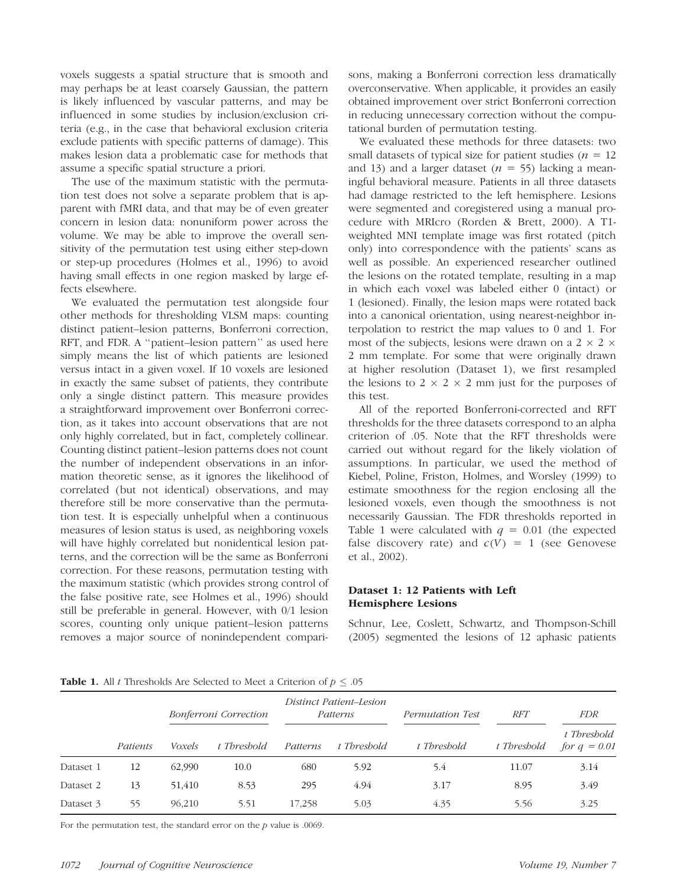voxels suggests a spatial structure that is smooth and may perhaps be at least coarsely Gaussian, the pattern is likely influenced by vascular patterns, and may be influenced in some studies by inclusion/exclusion criteria (e.g., in the case that behavioral exclusion criteria exclude patients with specific patterns of damage). This makes lesion data a problematic case for methods that assume a specific spatial structure a priori.

The use of the maximum statistic with the permutation test does not solve a separate problem that is apparent with fMRI data, and that may be of even greater concern in lesion data: nonuniform power across the volume. We may be able to improve the overall sensitivity of the permutation test using either step-down or step-up procedures (Holmes et al., 1996) to avoid having small effects in one region masked by large effects elsewhere.

We evaluated the permutation test alongside four other methods for thresholding VLSM maps: counting distinct patient–lesion patterns, Bonferroni correction, RFT, and FDR. A ''patient–lesion pattern'' as used here simply means the list of which patients are lesioned versus intact in a given voxel. If 10 voxels are lesioned in exactly the same subset of patients, they contribute only a single distinct pattern. This measure provides a straightforward improvement over Bonferroni correction, as it takes into account observations that are not only highly correlated, but in fact, completely collinear. Counting distinct patient–lesion patterns does not count the number of independent observations in an information theoretic sense, as it ignores the likelihood of correlated (but not identical) observations, and may therefore still be more conservative than the permutation test. It is especially unhelpful when a continuous measures of lesion status is used, as neighboring voxels will have highly correlated but nonidentical lesion patterns, and the correction will be the same as Bonferroni correction. For these reasons, permutation testing with the maximum statistic (which provides strong control of the false positive rate, see Holmes et al., 1996) should still be preferable in general. However, with 0/1 lesion scores, counting only unique patient–lesion patterns removes a major source of nonindependent comparisons, making a Bonferroni correction less dramatically overconservative. When applicable, it provides an easily obtained improvement over strict Bonferroni correction in reducing unnecessary correction without the computational burden of permutation testing.

We evaluated these methods for three datasets: two small datasets of typical size for patient studies ($n = 12$ and 13) and a larger dataset ($n = 55$) lacking a meaningful behavioral measure. Patients in all three datasets had damage restricted to the left hemisphere. Lesions were segmented and coregistered using a manual procedure with MRIcro (Rorden & Brett, 2000). A T1-weighted MNI template image was first rotated (pitch only) into correspondence with the patients' scans as well as possible. An experienced researcher outlined the lesions on the rotated template, resulting in a map in which each voxel was labeled either 0 (intact) or 1 (lesioned). Finally, the lesion maps were rotated back into a canonical orientation, using nearest-neighbor interpolation to restrict the map values to 0 and 1. For most of the subjects, lesions were drawn on a $2 \times 2 \times 2$ mm template. For some that were originally drawn at higher resolution (Dataset 1), we first resampled the lesions to $2 \times 2 \times 2$ mm just for the purposes of this test.

All of the reported Bonferroni-corrected and RFT thresholds for the three datasets correspond to an alpha criterion of .05. Note that the RFT thresholds were carried out without regard for the likely violation of assumptions. In particular, we used the method of Kiebel, Poline, Friston, Holmes, and Worsley (1999) to estimate smoothness for the region enclosing all the lesioned voxels, even though the smoothness is not necessarily Gaussian. The FDR thresholds reported in Table 1 were calculated with $q = 0.01$ (the expected false discovery rate) and $c(V) = 1$ (see Genovese et al., 2002).

### Dataset 1: 12 Patients with Left Hemisphere Lesions

Schnur, Lee, Coslett, Schwartz, and Thompson-Schill (2005) segmented the lesions of 12 aphasic patients

**Table 1.** All $t$ Thresholds Are Selected to Meet a Criterion of $p \leq .05$

| | | *Bonferroni Correction* | | *Distinct Patient–Lesion Patterns* | | *Permutation Test* | *RFT* | *FDR* |
|---|---|---|---|---|---|---|---|---|
| | *Patients* | *Voxels* | *t Threshold* | *Patterns* | *t Threshold* | *t Threshold* | *t Threshold* | *t Threshold for $q = 0.01$* |
| Dataset 1 | 12 | 62,990 | 10.0 | 680 | 5.92 | 5.4 | 11.07 | 3.14 |
| Dataset 2 | 13 | 51,410 | 8.53 | 295 | 4.94 | 3.17 | 8.95 | 3.49 |
| Dataset 3 | 55 | 96,210 | 5.51 | 17,258 | 5.03 | 4.35 | 5.56 | 3.25 |

For the permutation test, the standard error on the $p$ value is .0069.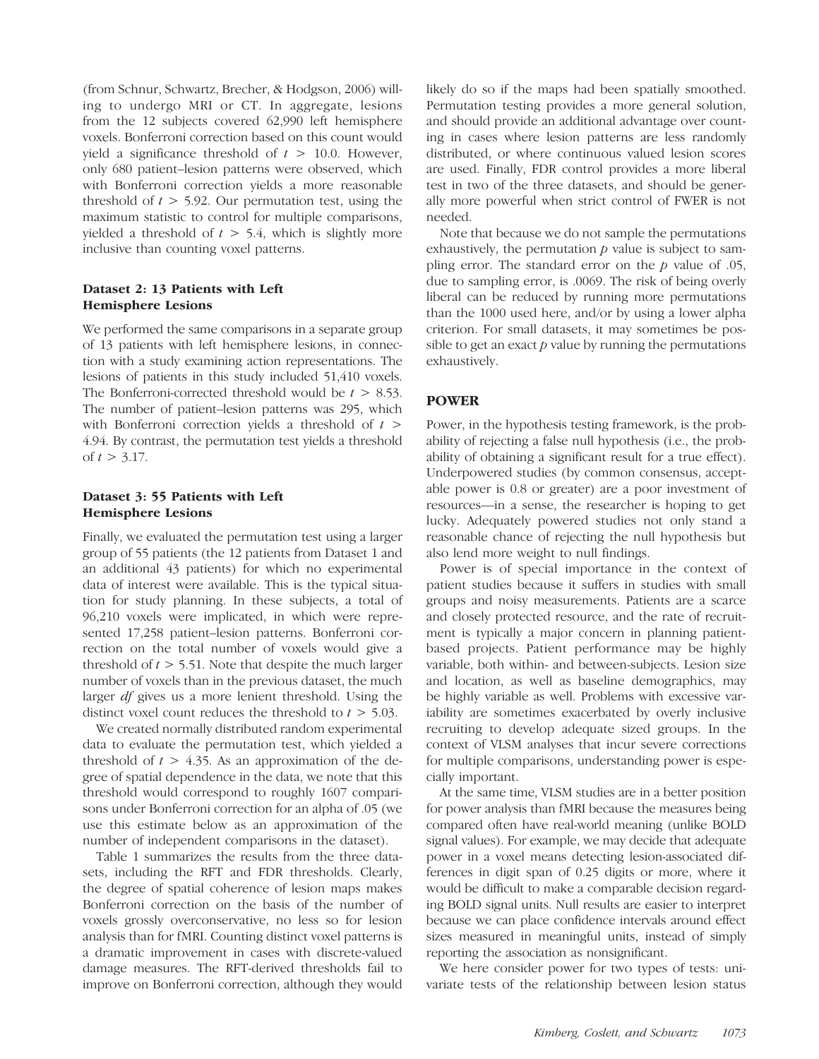(from Schnur, Schwartz, Brecher, & Hodgson, 2006) willing to undergo MRI or CT. In aggregate, lesions from the 12 subjects covered 62,990 left hemisphere voxels. Bonferroni correction based on this count would yield a significance threshold of $t > 10.0$. However, only 680 patient–lesion patterns were observed, which with Bonferroni correction yields a more reasonable threshold of $t > 5.92$. Our permutation test, using the maximum statistic to control for multiple comparisons, yielded a threshold of $t > 5.4$, which is slightly more inclusive than counting voxel patterns.

### Dataset 2: 13 Patients with Left Hemisphere Lesions

We performed the same comparisons in a separate group of 13 patients with left hemisphere lesions, in connection with a study examining action representations. The lesions of patients in this study included 51,410 voxels. The Bonferroni-corrected threshold would be $t > 8.53$. The number of patient–lesion patterns was 295, which with Bonferroni correction yields a threshold of $t > 4.94$. By contrast, the permutation test yields a threshold of $t > 3.17$.

### Dataset 3: 55 Patients with Left Hemisphere Lesions

Finally, we evaluated the permutation test using a larger group of 55 patients (the 12 patients from Dataset 1 and an additional 43 patients) for which no experimental data of interest were available. This is the typical situation for study planning. In these subjects, a total of 96,210 voxels were implicated, in which were represented 17,258 patient–lesion patterns. Bonferroni correction on the total number of voxels would give a threshold of $t > 5.51$. Note that despite the much larger number of voxels than in the previous dataset, the much larger *df* gives us a more lenient threshold. Using the distinct voxel count reduces the threshold to $t > 5.03$.

We created normally distributed random experimental data to evaluate the permutation test, which yielded a threshold of $t > 4.35$. As an approximation of the degree of spatial dependence in the data, we note that this threshold would correspond to roughly 1607 comparisons under Bonferroni correction for an alpha of .05 (we use this estimate below as an approximation of the number of independent comparisons in the dataset).

Table 1 summarizes the results from the three datasets, including the RFT and FDR thresholds. Clearly, the degree of spatial coherence of lesion maps makes Bonferroni correction on the basis of the number of voxels grossly overconservative, no less so for lesion analysis than for fMRI. Counting distinct voxel patterns is a dramatic improvement in cases with discrete-valued damage measures. The RFT-derived thresholds fail to improve on Bonferroni correction, although they would likely do so if the maps had been spatially smoothed. Permutation testing provides a more general solution, and should provide an additional advantage over counting in cases where lesion patterns are less randomly distributed, or where continuous valued lesion scores are used. Finally, FDR control provides a more liberal test in two of the three datasets, and should be generally more powerful when strict control of FWER is not needed.

Note that because we do not sample the permutations exhaustively, the permutation $p$ value is subject to sampling error. The standard error on the $p$ value of .05, due to sampling error, is .0069. The risk of being overly liberal can be reduced by running more permutations than the 1000 used here, and/or by using a lower alpha criterion. For small datasets, it may sometimes be possible to get an exact $p$ value by running the permutations exhaustively.

## POWER

Power, in the hypothesis testing framework, is the probability of rejecting a false null hypothesis (i.e., the probability of obtaining a significant result for a true effect). Underpowered studies (by common consensus, acceptable power is 0.8 or greater) are a poor investment of resources—in a sense, the researcher is hoping to get lucky. Adequately powered studies not only stand a reasonable chance of rejecting the null hypothesis but also lend more weight to null findings.

Power is of special importance in the context of patient studies because it suffers in studies with small groups and noisy measurements. Patients are a scarce and closely protected resource, and the rate of recruitment is typically a major concern in planning patient-based projects. Patient performance may be highly variable, both within- and between-subjects. Lesion size and location, as well as baseline demographics, may be highly variable as well. Problems with excessive variability are sometimes exacerbated by overly inclusive recruiting to develop adequate sized groups. In the context of VLSM analyses that incur severe corrections for multiple comparisons, understanding power is especially important.

At the same time, VLSM studies are in a better position for power analysis than fMRI because the measures being compared often have real-world meaning (unlike BOLD signal values). For example, we may decide that adequate power in a voxel means detecting lesion-associated differences in digit span of 0.25 digits or more, where it would be difficult to make a comparable decision regarding BOLD signal units. Null results are easier to interpret because we can place confidence intervals around effect sizes measured in meaningful units, instead of simply reporting the association as nonsignificant.

We here consider power for two types of tests: univariate tests of the relationship between lesion status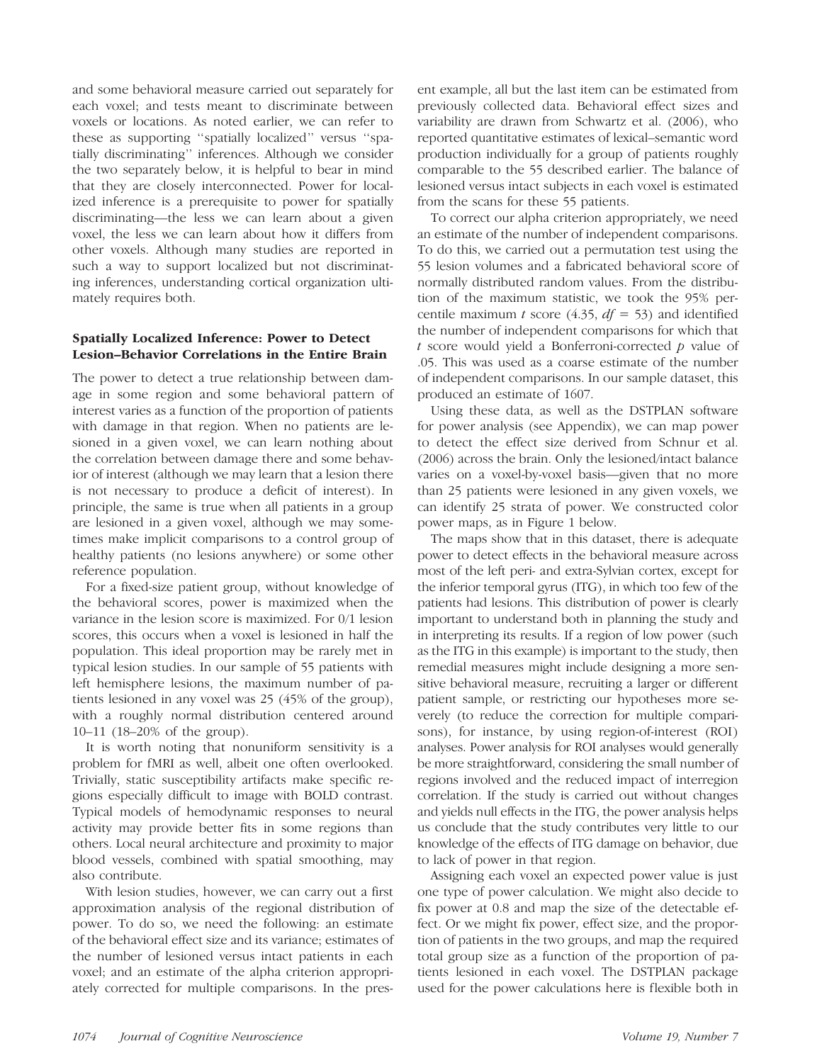and some behavioral measure carried out separately for each voxel; and tests meant to discriminate between voxels or locations. As noted earlier, we can refer to these as supporting ''spatially localized'' versus ''spatially discriminating'' inferences. Although we consider the two separately below, it is helpful to bear in mind that they are closely interconnected. Power for localized inference is a prerequisite to power for spatially discriminating—the less we can learn about a given voxel, the less we can learn about how it differs from other voxels. Although many studies are reported in such a way to support localized but not discriminating inferences, understanding cortical organization ultimately requires both.

### Spatially Localized Inference: Power to Detect Lesion–Behavior Correlations in the Entire Brain

The power to detect a true relationship between damage in some region and some behavioral pattern of interest varies as a function of the proportion of patients with damage in that region. When no patients are lesioned in a given voxel, we can learn nothing about the correlation between damage there and some behavior of interest (although we may learn that a lesion there is not necessary to produce a deficit of interest). In principle, the same is true when all patients in a group are lesioned in a given voxel, although we may sometimes make implicit comparisons to a control group of healthy patients (no lesions anywhere) or some other reference population.

For a fixed-size patient group, without knowledge of the behavioral scores, power is maximized when the variance in the lesion score is maximized. For 0/1 lesion scores, this occurs when a voxel is lesioned in half the population. This ideal proportion may be rarely met in typical lesion studies. In our sample of 55 patients with left hemisphere lesions, the maximum number of patients lesioned in any voxel was 25 (45% of the group), with a roughly normal distribution centered around 10–11 (18–20% of the group).

It is worth noting that nonuniform sensitivity is a problem for fMRI as well, albeit one often overlooked. Trivially, static susceptibility artifacts make specific regions especially difficult to image with BOLD contrast. Typical models of hemodynamic responses to neural activity may provide better fits in some regions than others. Local neural architecture and proximity to major blood vessels, combined with spatial smoothing, may also contribute.

With lesion studies, however, we can carry out a first approximation analysis of the regional distribution of power. To do so, we need the following: an estimate of the behavioral effect size and its variance; estimates of the number of lesioned versus intact patients in each voxel; and an estimate of the alpha criterion appropriately corrected for multiple comparisons. In the present example, all but the last item can be estimated from previously collected data. Behavioral effect sizes and variability are drawn from Schwartz et al. (2006), who reported quantitative estimates of lexical–semantic word production individually for a group of patients roughly comparable to the 55 described earlier. The balance of lesioned versus intact subjects in each voxel is estimated from the scans for these 55 patients.

To correct our alpha criterion appropriately, we need an estimate of the number of independent comparisons. To do this, we carried out a permutation test using the 55 lesion volumes and a fabricated behavioral score of normally distributed random values. From the distribution of the maximum statistic, we took the 95% percentile maximum *t* score (4.35, $df = 53$) and identified the number of independent comparisons for which that *t* score would yield a Bonferroni-corrected *p* value of .05. This was used as a coarse estimate of the number of independent comparisons. In our sample dataset, this produced an estimate of 1607.

Using these data, as well as the DSTPLAN software for power analysis (see Appendix), we can map power to detect the effect size derived from Schnur et al. (2006) across the brain. Only the lesioned/intact balance varies on a voxel-by-voxel basis—given that no more than 25 patients were lesioned in any given voxels, we can identify 25 strata of power. We constructed color power maps, as in Figure 1 below.

The maps show that in this dataset, there is adequate power to detect effects in the behavioral measure across most of the left peri- and extra-Sylvian cortex, except for the inferior temporal gyrus (ITG), in which too few of the patients had lesions. This distribution of power is clearly important to understand both in planning the study and in interpreting its results. If a region of low power (such as the ITG in this example) is important to the study, then remedial measures might include designing a more sensitive behavioral measure, recruiting a larger or different patient sample, or restricting our hypotheses more severely (to reduce the correction for multiple comparisons), for instance, by using region-of-interest (ROI) analyses. Power analysis for ROI analyses would generally be more straightforward, considering the small number of regions involved and the reduced impact of interregion correlation. If the study is carried out without changes and yields null effects in the ITG, the power analysis helps us conclude that the study contributes very little to our knowledge of the effects of ITG damage on behavior, due to lack of power in that region.

Assigning each voxel an expected power value is just one type of power calculation. We might also decide to fix power at 0.8 and map the size of the detectable effect. Or we might fix power, effect size, and the proportion of patients in the two groups, and map the required total group size as a function of the proportion of patients lesioned in each voxel. The DSTPLAN package used for the power calculations here is flexible both in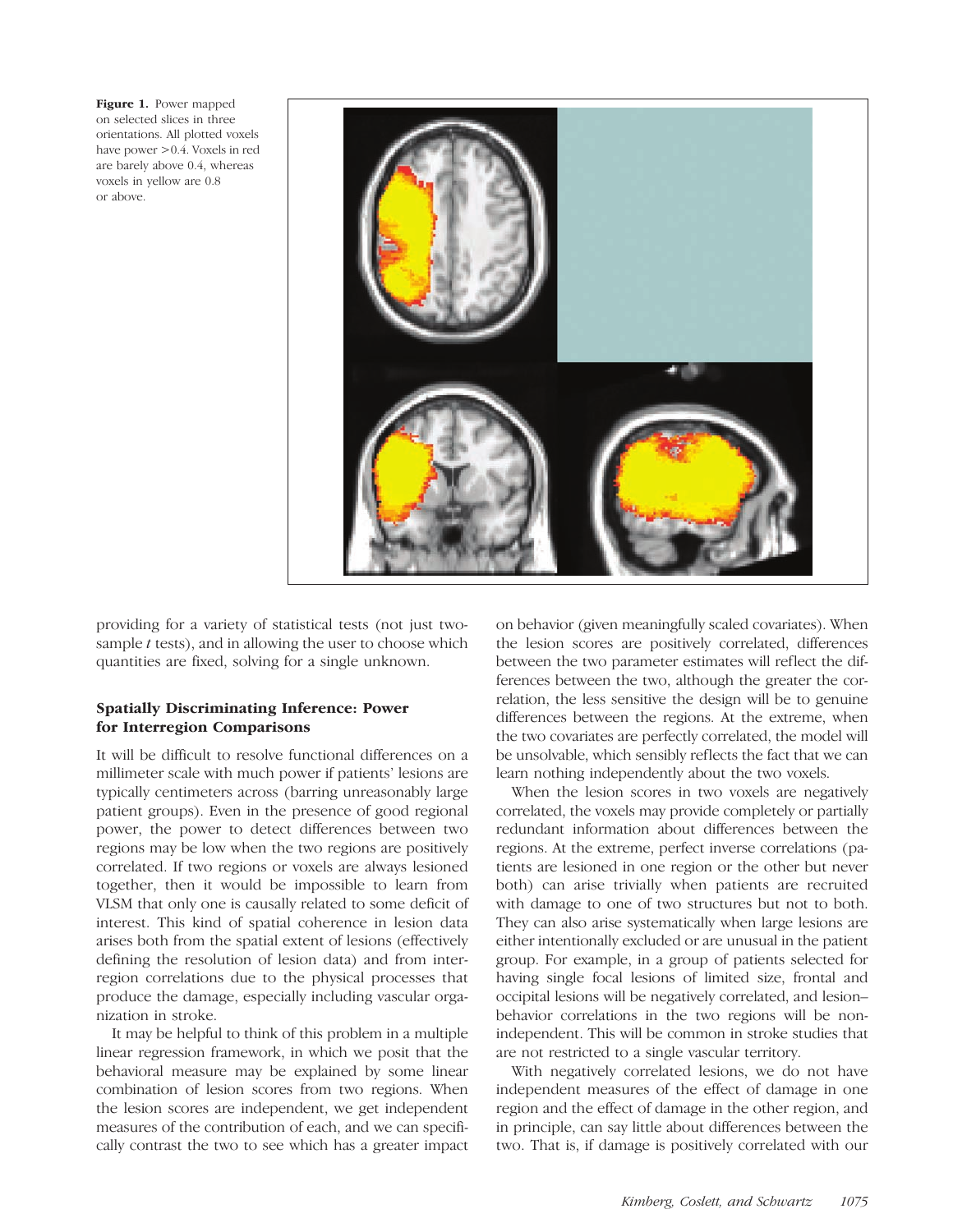Figure 1. Power mapped on selected slices in three orientations. All plotted voxels have power >0.4. Voxels in red are barely above 0.4, whereas voxels in yellow are 0.8 or above.

providing for a variety of statistical tests (not just two-sample *t* tests), and in allowing the user to choose which quantities are fixed, solving for a single unknown.

### Spatially Discriminating Inference: Power for Interregion Comparisons

It will be difficult to resolve functional differences on a millimeter scale with much power if patients' lesions are typically centimeters across (barring unreasonably large patient groups). Even in the presence of good regional power, the power to detect differences between two regions may be low when the two regions are positively correlated. If two regions or voxels are always lesioned together, then it would be impossible to learn from VLSM that only one is causally related to some deficit of interest. This kind of spatial coherence in lesion data arises both from the spatial extent of lesions (effectively defining the resolution of lesion data) and from interregion correlations due to the physical processes that produce the damage, especially including vascular organization in stroke.

It may be helpful to think of this problem in a multiple linear regression framework, in which we posit that the behavioral measure may be explained by some linear combination of lesion scores from two regions. When the lesion scores are independent, we get independent measures of the contribution of each, and we can specifically contrast the two to see which has a greater impact on behavior (given meaningfully scaled covariates). When the lesion scores are positively correlated, differences between the two parameter estimates will reflect the differences between the two, although the greater the correlation, the less sensitive the design will be to genuine differences between the regions. At the extreme, when the two covariates are perfectly correlated, the model will be unsolvable, which sensibly reflects the fact that we can learn nothing independently about the two voxels.

When the lesion scores in two voxels are negatively correlated, the voxels may provide completely or partially redundant information about differences between the regions. At the extreme, perfect inverse correlations (patients are lesioned in one region or the other but never both) can arise trivially when patients are recruited with damage to one of two structures but not to both. They can also arise systematically when large lesions are either intentionally excluded or are unusual in the patient group. For example, in a group of patients selected for having single focal lesions of limited size, frontal and occipital lesions will be negatively correlated, and lesion–behavior correlations in the two regions will be nonindependent. This will be common in stroke studies that are not restricted to a single vascular territory.

With negatively correlated lesions, we do not have independent measures of the effect of damage in one region and the effect of damage in the other region, and in principle, can say little about differences between the two. That is, if damage is positively correlated with our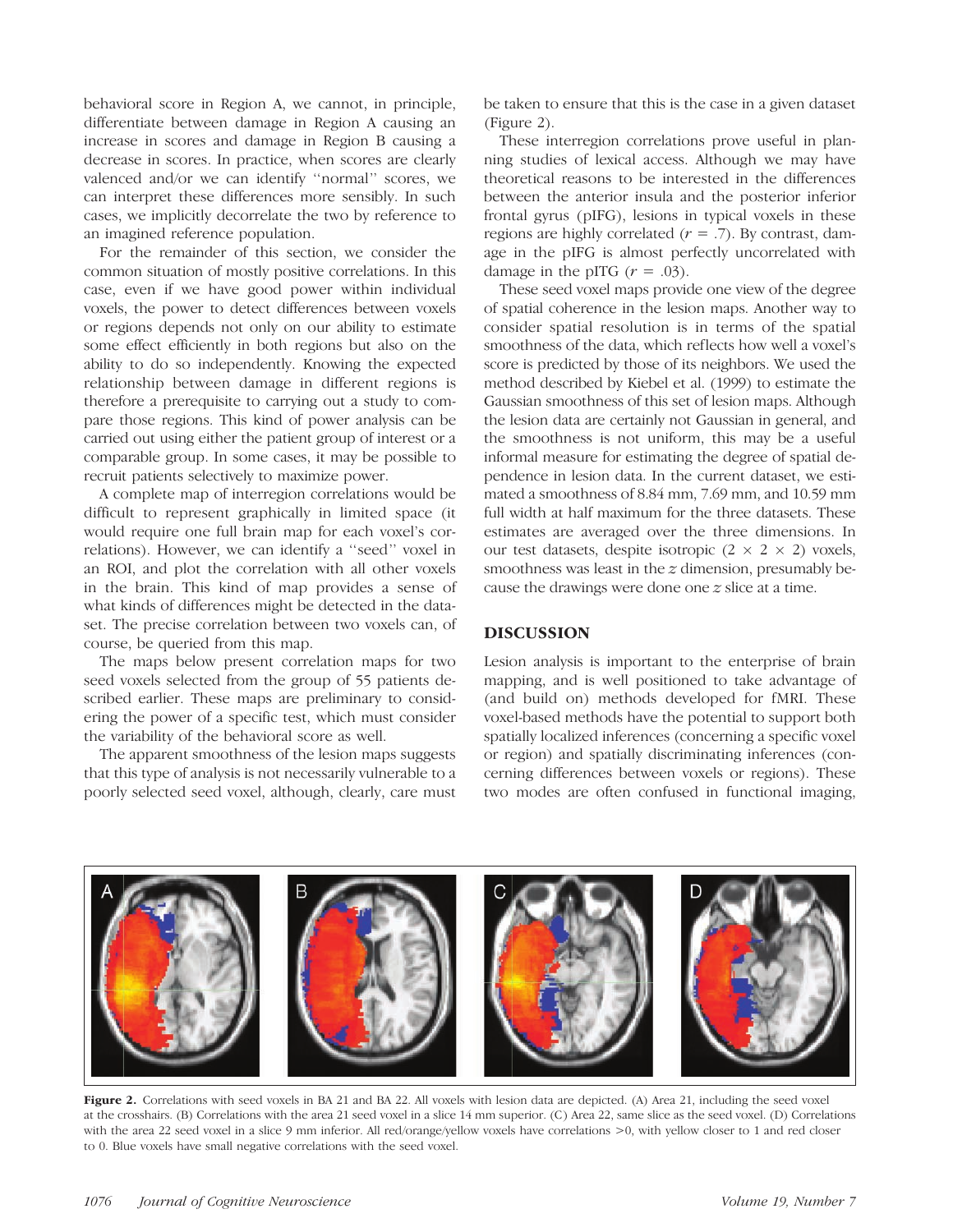behavioral score in Region A, we cannot, in principle, differentiate between damage in Region A causing an increase in scores and damage in Region B causing a decrease in scores. In practice, when scores are clearly valenced and/or we can identify "normal" scores, we can interpret these differences more sensibly. In such cases, we implicitly decorrelate the two by reference to an imagined reference population.

For the remainder of this section, we consider the common situation of mostly positive correlations. In this case, even if we have good power within individual voxels, the power to detect differences between voxels or regions depends not only on our ability to estimate some effect efficiently in both regions but also on the ability to do so independently. Knowing the expected relationship between damage in different regions is therefore a prerequisite to carrying out a study to compare those regions. This kind of power analysis can be carried out using either the patient group of interest or a comparable group. In some cases, it may be possible to recruit patients selectively to maximize power.

A complete map of interregion correlations would be difficult to represent graphically in limited space (it would require one full brain map for each voxel's correlations). However, we can identify a "seed" voxel in an ROI, and plot the correlation with all other voxels in the brain. This kind of map provides a sense of what kinds of differences might be detected in the dataset. The precise correlation between two voxels can, of course, be queried from this map.

The maps below present correlation maps for two seed voxels selected from the group of 55 patients described earlier. These maps are preliminary to considering the power of a specific test, which must consider the variability of the behavioral score as well.

The apparent smoothness of the lesion maps suggests that this type of analysis is not necessarily vulnerable to a poorly selected seed voxel, although, clearly, care must be taken to ensure that this is the case in a given dataset (Figure 2).

These interregion correlations prove useful in planning studies of lexical access. Although we may have theoretical reasons to be interested in the differences between the anterior insula and the posterior inferior frontal gyrus (pIFG), lesions in typical voxels in these regions are highly correlated ($r = .7$). By contrast, damage in the pIFG is almost perfectly uncorrelated with damage in the pITG ($r = .03$).

These seed voxel maps provide one view of the degree of spatial coherence in the lesion maps. Another way to consider spatial resolution is in terms of the spatial smoothness of the data, which reflects how well a voxel's score is predicted by those of its neighbors. We used the method described by Kiebel et al. (1999) to estimate the Gaussian smoothness of this set of lesion maps. Although the lesion data are certainly not Gaussian in general, and the smoothness is not uniform, this may be a useful informal measure for estimating the degree of spatial dependence in lesion data. In the current dataset, we estimated a smoothness of 8.84 mm, 7.69 mm, and 10.59 mm full width at half maximum for the three datasets. These estimates are averaged over the three dimensions. In our test datasets, despite isotropic ($2 \times 2 \times 2$) voxels, smoothness was least in the $z$ dimension, presumably because the drawings were done one $z$ slice at a time.

## DISCUSSION

Lesion analysis is important to the enterprise of brain mapping, and is well positioned to take advantage of (and build on) methods developed for fMRI. These voxel-based methods have the potential to support both spatially localized inferences (concerning a specific voxel or region) and spatially discriminating inferences (concerning differences between voxels or regions). These two modes are often confused in functional imaging,

**Figure 2.** Correlations with seed voxels in BA 21 and BA 22. All voxels with lesion data are depicted. (A) Area 21, including the seed voxel at the crosshairs. (B) Correlations with the area 21 seed voxel in a slice 14 mm superior. (C) Area 22, same slice as the seed voxel. (D) Correlations with the area 22 seed voxel in a slice 9 mm inferior. All red/orange/yellow voxels have correlations >0, with yellow closer to 1 and red closer to 0. Blue voxels have small negative correlations with the seed voxel.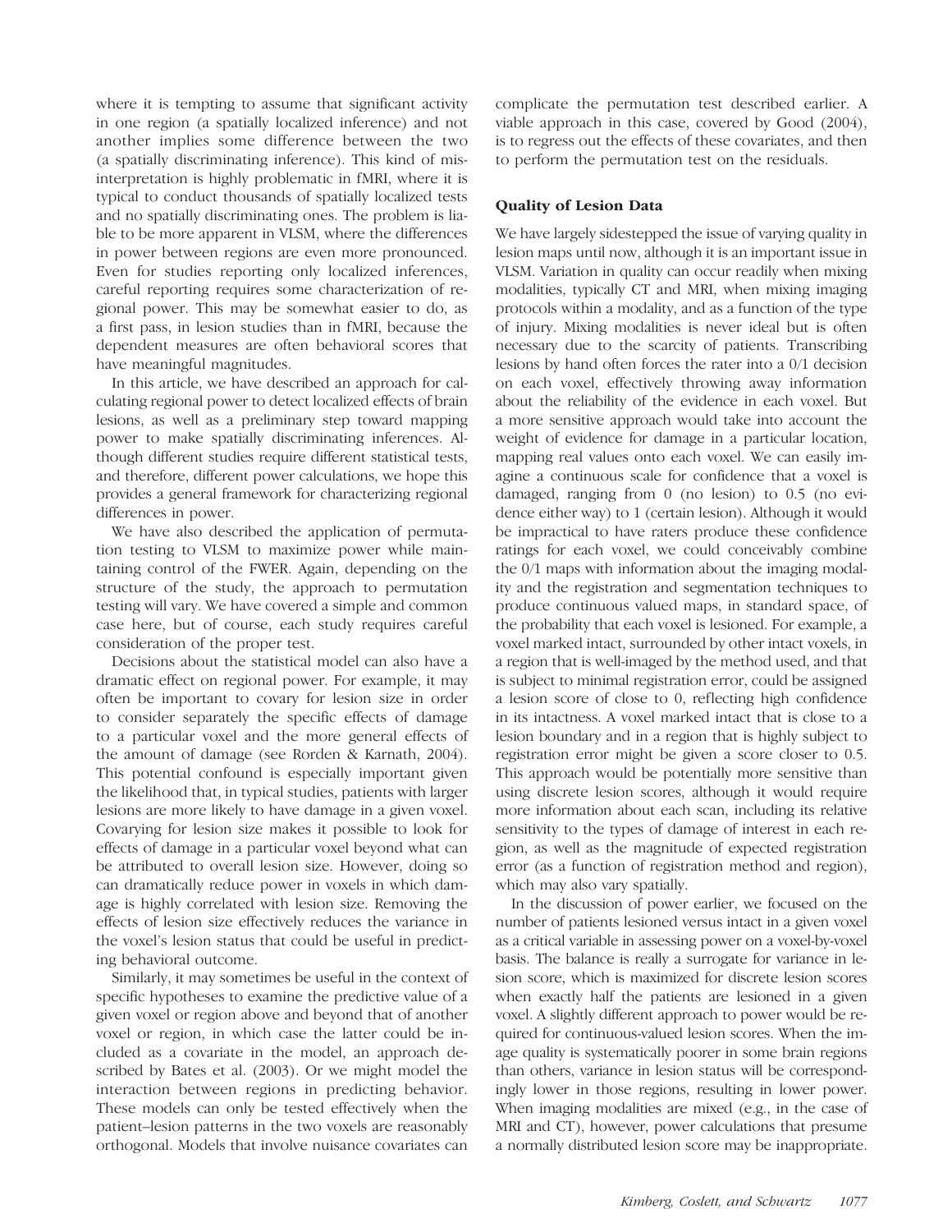where it is tempting to assume that significant activity in one region (a spatially localized inference) and not another implies some difference between the two (a spatially discriminating inference). This kind of misinterpretation is highly problematic in fMRI, where it is typical to conduct thousands of spatially localized tests and no spatially discriminating ones. The problem is liable to be more apparent in VLSM, where the differences in power between regions are even more pronounced. Even for studies reporting only localized inferences, careful reporting requires some characterization of regional power. This may be somewhat easier to do, as a first pass, in lesion studies than in fMRI, because the dependent measures are often behavioral scores that have meaningful magnitudes.

In this article, we have described an approach for calculating regional power to detect localized effects of brain lesions, as well as a preliminary step toward mapping power to make spatially discriminating inferences. Although different studies require different statistical tests, and therefore, different power calculations, we hope this provides a general framework for characterizing regional differences in power.

We have also described the application of permutation testing to VLSM to maximize power while maintaining control of the FWER. Again, depending on the structure of the study, the approach to permutation testing will vary. We have covered a simple and common case here, but of course, each study requires careful consideration of the proper test.

Decisions about the statistical model can also have a dramatic effect on regional power. For example, it may often be important to covary for lesion size in order to consider separately the specific effects of damage to a particular voxel and the more general effects of the amount of damage (see Rorden & Karnath, 2004). This potential confound is especially important given the likelihood that, in typical studies, patients with larger lesions are more likely to have damage in a given voxel. Covarying for lesion size makes it possible to look for effects of damage in a particular voxel beyond what can be attributed to overall lesion size. However, doing so can dramatically reduce power in voxels in which damage is highly correlated with lesion size. Removing the effects of lesion size effectively reduces the variance in the voxel's lesion status that could be useful in predicting behavioral outcome.

Similarly, it may sometimes be useful in the context of specific hypotheses to examine the predictive value of a given voxel or region above and beyond that of another voxel or region, in which case the latter could be included as a covariate in the model, an approach described by Bates et al. (2003). Or we might model the interaction between regions in predicting behavior. These models can only be tested effectively when the patient–lesion patterns in the two voxels are reasonably orthogonal. Models that involve nuisance covariates can complicate the permutation test described earlier. A viable approach in this case, covered by Good (2004), is to regress out the effects of these covariates, and then to perform the permutation test on the residuals.

### Quality of Lesion Data

We have largely sidestepped the issue of varying quality in lesion maps until now, although it is an important issue in VLSM. Variation in quality can occur readily when mixing modalities, typically CT and MRI, when mixing imaging protocols within a modality, and as a function of the type of injury. Mixing modalities is never ideal but is often necessary due to the scarcity of patients. Transcribing lesions by hand often forces the rater into a 0/1 decision on each voxel, effectively throwing away information about the reliability of the evidence in each voxel. But a more sensitive approach would take into account the weight of evidence for damage in a particular location, mapping real values onto each voxel. We can easily imagine a continuous scale for confidence that a voxel is damaged, ranging from 0 (no lesion) to 0.5 (no evidence either way) to 1 (certain lesion). Although it would be impractical to have raters produce these confidence ratings for each voxel, we could conceivably combine the 0/1 maps with information about the imaging modality and the registration and segmentation techniques to produce continuous valued maps, in standard space, of the probability that each voxel is lesioned. For example, a voxel marked intact, surrounded by other intact voxels, in a region that is well-imaged by the method used, and that is subject to minimal registration error, could be assigned a lesion score of close to 0, reflecting high confidence in its intactness. A voxel marked intact that is close to a lesion boundary and in a region that is highly subject to registration error might be given a score closer to 0.5. This approach would be potentially more sensitive than using discrete lesion scores, although it would require more information about each scan, including its relative sensitivity to the types of damage of interest in each region, as well as the magnitude of expected registration error (as a function of registration method and region), which may also vary spatially.

In the discussion of power earlier, we focused on the number of patients lesioned versus intact in a given voxel as a critical variable in assessing power on a voxel-by-voxel basis. The balance is really a surrogate for variance in lesion score, which is maximized for discrete lesion scores when exactly half the patients are lesioned in a given voxel. A slightly different approach to power would be required for continuous-valued lesion scores. When the image quality is systematically poorer in some brain regions than others, variance in lesion status will be correspondingly lower in those regions, resulting in lower power. When imaging modalities are mixed (e.g., in the case of MRI and CT), however, power calculations that presume a normally distributed lesion score may be inappropriate.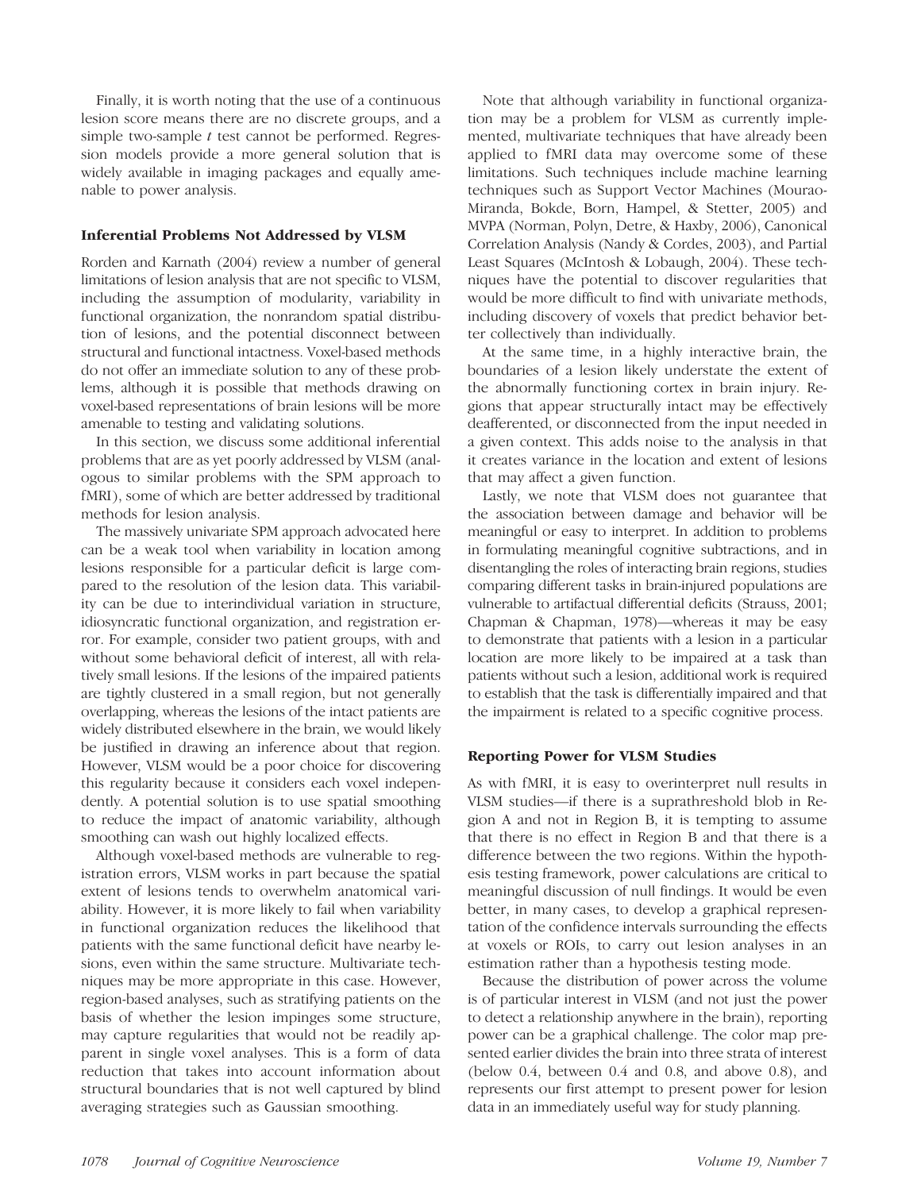Finally, it is worth noting that the use of a continuous lesion score means there are no discrete groups, and a simple two-sample *t* test cannot be performed. Regression models provide a more general solution that is widely available in imaging packages and equally amenable to power analysis.

### Inferential Problems Not Addressed by VLSM

Rorden and Karnath (2004) review a number of general limitations of lesion analysis that are not specific to VLSM, including the assumption of modularity, variability in functional organization, the nonrandom spatial distribution of lesions, and the potential disconnect between structural and functional intactness. Voxel-based methods do not offer an immediate solution to any of these problems, although it is possible that methods drawing on voxel-based representations of brain lesions will be more amenable to testing and validating solutions.

In this section, we discuss some additional inferential problems that are as yet poorly addressed by VLSM (analogous to similar problems with the SPM approach to fMRI), some of which are better addressed by traditional methods for lesion analysis.

The massively univariate SPM approach advocated here can be a weak tool when variability in location among lesions responsible for a particular deficit is large compared to the resolution of the lesion data. This variability can be due to interindividual variation in structure, idiosyncratic functional organization, and registration error. For example, consider two patient groups, with and without some behavioral deficit of interest, all with relatively small lesions. If the lesions of the impaired patients are tightly clustered in a small region, but not generally overlapping, whereas the lesions of the intact patients are widely distributed elsewhere in the brain, we would likely be justified in drawing an inference about that region. However, VLSM would be a poor choice for discovering this regularity because it considers each voxel independently. A potential solution is to use spatial smoothing to reduce the impact of anatomic variability, although smoothing can wash out highly localized effects.

Although voxel-based methods are vulnerable to registration errors, VLSM works in part because the spatial extent of lesions tends to overwhelm anatomical variability. However, it is more likely to fail when variability in functional organization reduces the likelihood that patients with the same functional deficit have nearby lesions, even within the same structure. Multivariate techniques may be more appropriate in this case. However, region-based analyses, such as stratifying patients on the basis of whether the lesion impinges some structure, may capture regularities that would not be readily apparent in single voxel analyses. This is a form of data reduction that takes into account information about structural boundaries that is not well captured by blind averaging strategies such as Gaussian smoothing.

Note that although variability in functional organization may be a problem for VLSM as currently implemented, multivariate techniques that have already been applied to fMRI data may overcome some of these limitations. Such techniques include machine learning techniques such as Support Vector Machines (Mourao-Miranda, Bokde, Born, Hampel, & Stetter, 2005) and MVPA (Norman, Polyn, Detre, & Haxby, 2006), Canonical Correlation Analysis (Nandy & Cordes, 2003), and Partial Least Squares (McIntosh & Lobaugh, 2004). These techniques have the potential to discover regularities that would be more difficult to find with univariate methods, including discovery of voxels that predict behavior better collectively than individually.

At the same time, in a highly interactive brain, the boundaries of a lesion likely understate the extent of the abnormally functioning cortex in brain injury. Regions that appear structurally intact may be effectively deafferented, or disconnected from the input needed in a given context. This adds noise to the analysis in that it creates variance in the location and extent of lesions that may affect a given function.

Lastly, we note that VLSM does not guarantee that the association between damage and behavior will be meaningful or easy to interpret. In addition to problems in formulating meaningful cognitive subtractions, and in disentangling the roles of interacting brain regions, studies comparing different tasks in brain-injured populations are vulnerable to artifactual differential deficits (Strauss, 2001; Chapman & Chapman, 1978)—whereas it may be easy to demonstrate that patients with a lesion in a particular location are more likely to be impaired at a task than patients without such a lesion, additional work is required to establish that the task is differentially impaired and that the impairment is related to a specific cognitive process.

### Reporting Power for VLSM Studies

As with fMRI, it is easy to overinterpret null results in VLSM studies—if there is a suprathreshold blob in Region A and not in Region B, it is tempting to assume that there is no effect in Region B and that there is a difference between the two regions. Within the hypothesis testing framework, power calculations are critical to meaningful discussion of null findings. It would be even better, in many cases, to develop a graphical representation of the confidence intervals surrounding the effects at voxels or ROIs, to carry out lesion analyses in an estimation rather than a hypothesis testing mode.

Because the distribution of power across the volume is of particular interest in VLSM (and not just the power to detect a relationship anywhere in the brain), reporting power can be a graphical challenge. The color map presented earlier divides the brain into three strata of interest (below 0.4, between 0.4 and 0.8, and above 0.8), and represents our first attempt to present power for lesion data in an immediately useful way for study planning.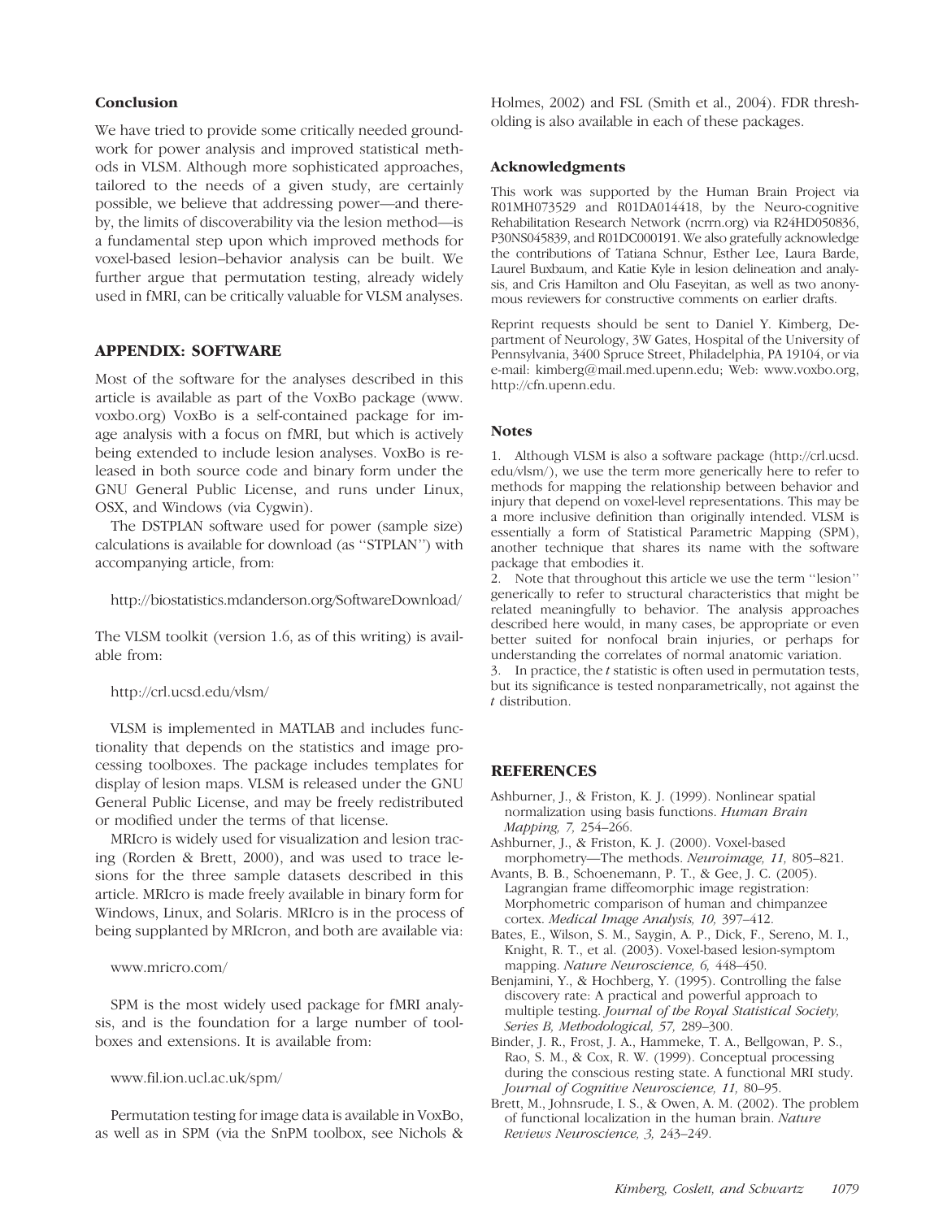## Conclusion

We have tried to provide some critically needed groundwork for power analysis and improved statistical methods in VLSM. Although more sophisticated approaches, tailored to the needs of a given study, are certainly possible, we believe that addressing power—and thereby, the limits of discoverability via the lesion method—is a fundamental step upon which improved methods for voxel-based lesion–behavior analysis can be built. We further argue that permutation testing, already widely used in fMRI, can be critically valuable for VLSM analyses.

## APPENDIX: SOFTWARE

Most of the software for the analyses described in this article is available as part of the VoxBo package (www.voxbo.org) VoxBo is a self-contained package for image analysis with a focus on fMRI, but which is actively being extended to include lesion analyses. VoxBo is released in both source code and binary form under the GNU General Public License, and runs under Linux, OSX, and Windows (via Cygwin).

The DSTPLAN software used for power (sample size) calculations is available for download (as ''STPLAN'') with accompanying article, from:

http://biostatistics.mdanderson.org/SoftwareDownload/

The VLSM toolkit (version 1.6, as of this writing) is available from:

http://crl.ucsd.edu/vlsm/

VLSM is implemented in MATLAB and includes functionality that depends on the statistics and image processing toolboxes. The package includes templates for display of lesion maps. VLSM is released under the GNU General Public License, and may be freely redistributed or modified under the terms of that license.

MRIcro is widely used for visualization and lesion tracing (Rorden & Brett, 2000), and was used to trace lesions for the three sample datasets described in this article. MRIcro is made freely available in binary form for Windows, Linux, and Solaris. MRIcro is in the process of being supplanted by MRIcron, and both are available via:

www.mricro.com/

SPM is the most widely used package for fMRI analysis, and is the foundation for a large number of toolboxes and extensions. It is available from:

www.fil.ion.ucl.ac.uk/spm/

Permutation testing for image data is available in VoxBo, as well as in SPM (via the SnPM toolbox, see Nichols & Holmes, 2002) and FSL (Smith et al., 2004). FDR thresholding is also available in each of these packages.

## Acknowledgments

This work was supported by the Human Brain Project via R01MH073529 and R01DA014418, by the Neuro-cognitive Rehabilitation Research Network (ncrrn.org) via R24HD050836, P30NS045839, and R01DC000191. We also gratefully acknowledge the contributions of Tatiana Schnur, Esther Lee, Laura Barde, Laurel Buxbaum, and Katie Kyle in lesion delineation and analysis, and Cris Hamilton and Olu Faseyitan, as well as two anonymous reviewers for constructive comments on earlier drafts.

Reprint requests should be sent to Daniel Y. Kimberg, Department of Neurology, 3W Gates, Hospital of the University of Pennsylvania, 3400 Spruce Street, Philadelphia, PA 19104, or via e-mail: kimberg@mail.med.upenn.edu; Web: www.voxbo.org, http://cfn.upenn.edu.

## Notes

1. Although VLSM is also a software package (http://crl.ucsd.edu/vlsm/), we use the term more generically here to refer to methods for mapping the relationship between behavior and injury that depend on voxel-level representations. This may be a more inclusive definition than originally intended. VLSM is essentially a form of Statistical Parametric Mapping (SPM), another technique that shares its name with the software package that embodies it.
2. Note that throughout this article we use the term ''lesion'' generically to refer to structural characteristics that might be related meaningfully to behavior. The analysis approaches described here would, in many cases, be appropriate or even better suited for nonfocal brain injuries, or perhaps for understanding the correlates of normal anatomic variation.
3. In practice, the *t* statistic is often used in permutation tests, but its significance is tested nonparametrically, not against the *t* distribution.

## REFERENCES

Ashburner, J., & Friston, K. J. (1999). Nonlinear spatial normalization using basis functions. *Human Brain Mapping, 7,* 254–266.

Ashburner, J., & Friston, K. J. (2000). Voxel-based morphometry—The methods. *Neuroimage, 11,* 805–821.

Avants, B. B., Schoenemann, P. T., & Gee, J. C. (2005). Lagrangian frame diffeomorphic image registration: Morphometric comparison of human and chimpanzee cortex. *Medical Image Analysis, 10,* 397–412.

Bates, E., Wilson, S. M., Saygin, A. P., Dick, F., Sereno, M. I., Knight, R. T., et al. (2003). Voxel-based lesion-symptom mapping. *Nature Neuroscience, 6,* 448–450.

Benjamini, Y., & Hochberg, Y. (1995). Controlling the false discovery rate: A practical and powerful approach to multiple testing. *Journal of the Royal Statistical Society, Series B, Methodological, 57,* 289–300.

Binder, J. R., Frost, J. A., Hammeke, T. A., Bellgowan, P. S., Rao, S. M., & Cox, R. W. (1999). Conceptual processing during the conscious resting state. A functional MRI study. *Journal of Cognitive Neuroscience, 11,* 80–95.

Brett, M., Johnsrude, I. S., & Owen, A. M. (2002). The problem of functional localization in the human brain. *Nature Reviews Neuroscience, 3,* 243–249.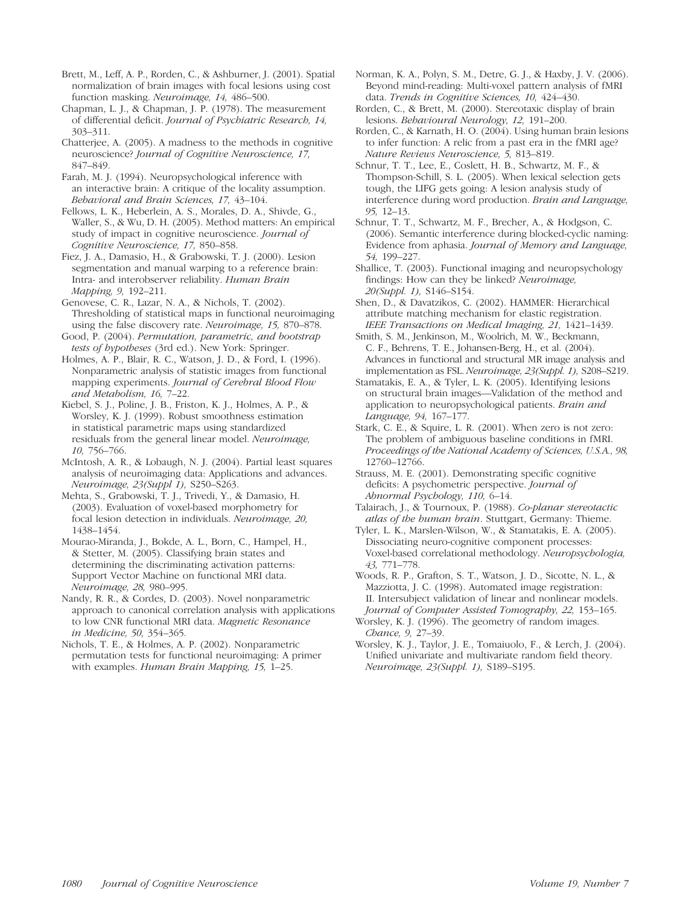Brett, M., Leff, A. P., Rorden, C., & Ashburner, J. (2001). Spatial normalization of brain images with focal lesions using cost function masking. *Neuroimage, 14,* 486–500.

Chapman, L. J., & Chapman, J. P. (1978). The measurement of differential deficit. *Journal of Psychiatric Research, 14,* 303–311.

Chatterjee, A. (2005). A madness to the methods in cognitive neuroscience? *Journal of Cognitive Neuroscience, 17,* 847–849.

Farah, M. J. (1994). Neuropsychological inference with an interactive brain: A critique of the locality assumption. *Behavioral and Brain Sciences, 17,* 43–104.

Fellows, L. K., Heberlein, A. S., Morales, D. A., Shivde, G., Waller, S., & Wu, D. H. (2005). Method matters: An empirical study of impact in cognitive neuroscience. *Journal of Cognitive Neuroscience, 17,* 850–858.

Fiez, J. A., Damasio, H., & Grabowski, T. J. (2000). Lesion segmentation and manual warping to a reference brain: Intra- and interobserver reliability. *Human Brain Mapping, 9,* 192–211.

Genovese, C. R., Lazar, N. A., & Nichols, T. (2002). Thresholding of statistical maps in functional neuroimaging using the false discovery rate. *Neuroimage, 15,* 870–878.

Good, P. (2004). *Permutation, parametric, and bootstrap tests of hypotheses* (3rd ed.). New York: Springer.

Holmes, A. P., Blair, R. C., Watson, J. D., & Ford, I. (1996). Nonparametric analysis of statistic images from functional mapping experiments. *Journal of Cerebral Blood Flow and Metabolism, 16,* 7–22.

Kiebel, S. J., Poline, J. B., Friston, K. J., Holmes, A. P., & Worsley, K. J. (1999). Robust smoothness estimation in statistical parametric maps using standardized residuals from the general linear model. *Neuroimage, 10,* 756–766.

McIntosh, A. R., & Lobaugh, N. J. (2004). Partial least squares analysis of neuroimaging data: Applications and advances. *Neuroimage, 23(Suppl 1),* S250–S263.

Mehta, S., Grabowski, T. J., Trivedi, Y., & Damasio, H. (2003). Evaluation of voxel-based morphometry for focal lesion detection in individuals. *Neuroimage, 20,* 1438–1454.

Mourao-Miranda, J., Bokde, A. L., Born, C., Hampel, H., & Stetter, M. (2005). Classifying brain states and determining the discriminating activation patterns: Support Vector Machine on functional MRI data. *Neuroimage, 28,* 980–995.

Nandy, R. R., & Cordes, D. (2003). Novel nonparametric approach to canonical correlation analysis with applications to low CNR functional MRI data. *Magnetic Resonance in Medicine, 50,* 354–365.

Nichols, T. E., & Holmes, A. P. (2002). Nonparametric permutation tests for functional neuroimaging: A primer with examples. *Human Brain Mapping, 15,* 1–25.

Norman, K. A., Polyn, S. M., Detre, G. J., & Haxby, J. V. (2006). Beyond mind-reading: Multi-voxel pattern analysis of fMRI data. *Trends in Cognitive Sciences, 10,* 424–430.

Rorden, C., & Brett, M. (2000). Stereotaxic display of brain lesions. *Behavioural Neurology, 12,* 191–200.

Rorden, C., & Karnath, H. O. (2004). Using human brain lesions to infer function: A relic from a past era in the fMRI age? *Nature Reviews Neuroscience, 5,* 813–819.

Schnur, T. T., Lee, E., Coslett, H. B., Schwartz, M. F., & Thompson-Schill, S. L. (2005). When lexical selection gets tough, the LIFG gets going: A lesion analysis study of interference during word production. *Brain and Language, 95,* 12–13.

Schnur, T. T., Schwartz, M. F., Brecher, A., & Hodgson, C. (2006). Semantic interference during blocked-cyclic naming: Evidence from aphasia. *Journal of Memory and Language, 54,* 199–227.

Shallice, T. (2003). Functional imaging and neuropsychology findings: How can they be linked? *Neuroimage, 20(Suppl. 1),* S146–S154.

Shen, D., & Davatzikos, C. (2002). HAMMER: Hierarchical attribute matching mechanism for elastic registration. *IEEE Transactions on Medical Imaging, 21,* 1421–1439.

Smith, S. M., Jenkinson, M., Woolrich, M. W., Beckmann, C. F., Behrens, T. E., Johansen-Berg, H., et al. (2004). Advances in functional and structural MR image analysis and implementation as FSL. *Neuroimage, 23(Suppl. 1),* S208–S219.

Stamatakis, E. A., & Tyler, L. K. (2005). Identifying lesions on structural brain images—Validation of the method and application to neuropsychological patients. *Brain and Language, 94,* 167–177.

Stark, C. E., & Squire, L. R. (2001). When zero is not zero: The problem of ambiguous baseline conditions in fMRI. *Proceedings of the National Academy of Sciences, U.S.A., 98,* 12760–12766.

Strauss, M. E. (2001). Demonstrating specific cognitive deficits: A psychometric perspective. *Journal of Abnormal Psychology, 110,* 6–14.

Talairach, J., & Tournoux, P. (1988). *Co-planar stereotactic atlas of the human brain*. Stuttgart, Germany: Thieme.

Tyler, L. K., Marslen-Wilson, W., & Stamatakis, E. A. (2005). Dissociating neuro-cognitive component processes: Voxel-based correlational methodology. *Neuropsychologia, 43,* 771–778.

Woods, R. P., Grafton, S. T., Watson, J. D., Sicotte, N. L., & Mazziotta, J. C. (1998). Automated image registration: II. Intersubject validation of linear and nonlinear models. *Journal of Computer Assisted Tomography, 22,* 153–165.

Worsley, K. J. (1996). The geometry of random images. *Chance, 9,* 27–39.

Worsley, K. J., Taylor, J. E., Tomaiuolo, F., & Lerch, J. (2004). Unified univariate and multivariate random field theory. *Neuroimage, 23(Suppl. 1),* S189–S195.